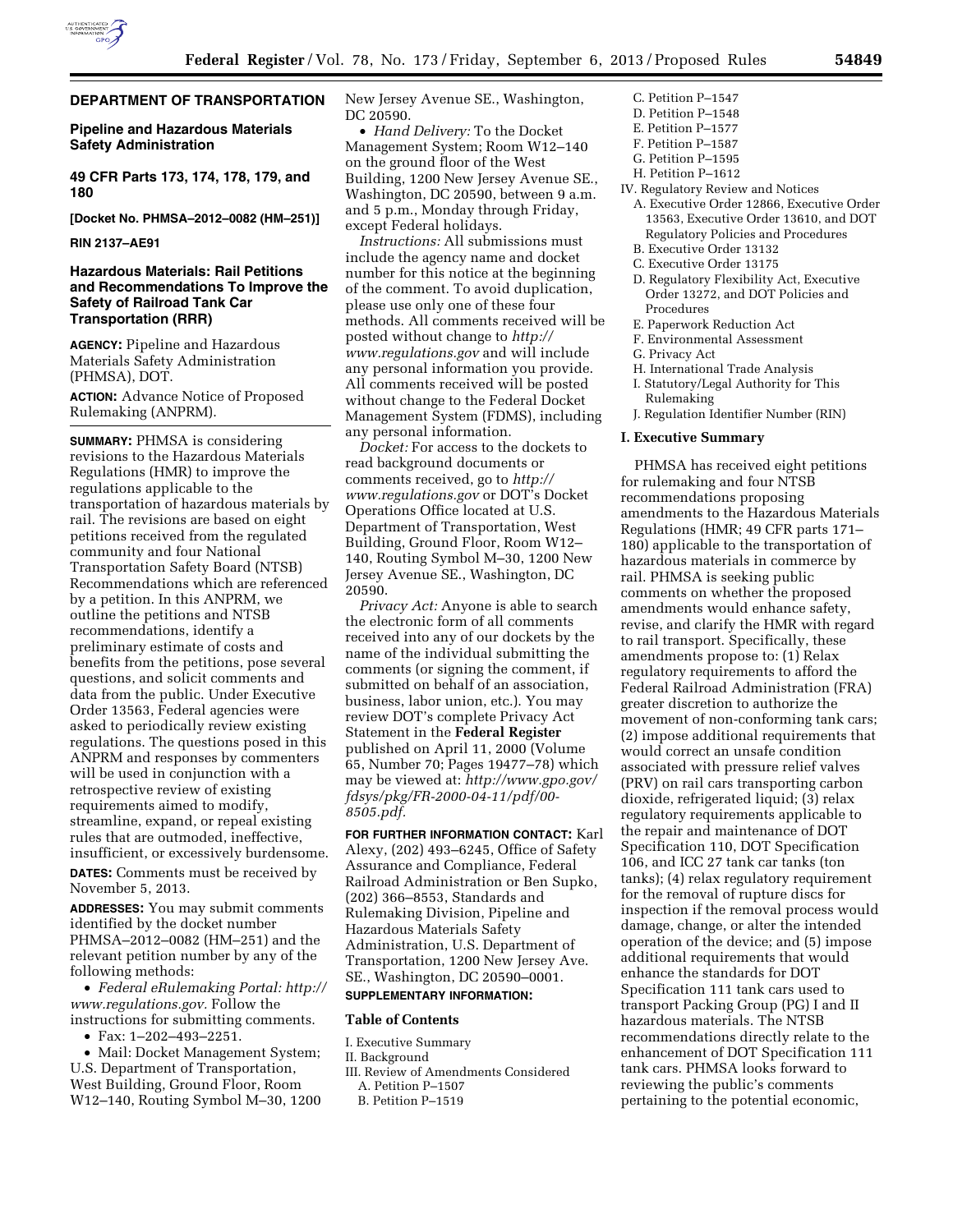# DEPARTMENT OF TRANSPORTATION

## Pipeline and Hazardous Materials Safety Administration

### 49 CFR Parts 173, 174, 178, 179, and 180

**[Docket No. PHMSA–2012–0082 (HM–251)]**

**RIN 2137–AE91**

## Hazardous Materials: Rail Petitions and Recommendations To Improve the Safety of Railroad Tank Car Transportation (RRR)

**AGENCY:** Pipeline and Hazardous Materials Safety Administration (PHMSA), DOT.

**ACTION:** Advance Notice of Proposed Rulemaking (ANPRM).

**SUMMARY:** PHMSA is considering revisions to the Hazardous Materials Regulations (HMR) to improve the regulations applicable to the transportation of hazardous materials by rail. The revisions are based on eight petitions received from the regulated community and four National Transportation Safety Board (NTSB) Recommendations which are referenced by a petition. In this ANPRM, we outline the petitions and NTSB recommendations, identify a preliminary estimate of costs and benefits from the petitions, pose several questions, and solicit comments and data from the public. Under Executive Order 13563, Federal agencies were asked to periodically review existing regulations. The questions posed in this ANPRM and responses by commenters will be used in conjunction with a retrospective review of existing requirements aimed to modify, streamline, expand, or repeal existing rules that are outmoded, ineffective, insufficient, or excessively burdensome.

**DATES:** Comments must be received by November 5, 2013.

**ADDRESSES:** You may submit comments identified by the docket number PHMSA–2012–0082 (HM–251) and the relevant petition number by any of the following methods:

- *Federal eRulemaking Portal: http://www.regulations.gov.* Follow the instructions for submitting comments.
- Fax: 1–202–493–2251.
- Mail: Docket Management System; U.S. Department of Transportation, West Building, Ground Floor, Room W12–140, Routing Symbol M–30, 1200 New Jersey Avenue SE., Washington, DC 20590.
- *Hand Delivery:* To the Docket Management System; Room W12–140 on the ground floor of the West Building, 1200 New Jersey Avenue SE., Washington, DC 20590, between 9 a.m. and 5 p.m., Monday through Friday, except Federal holidays.

*Instructions:* All submissions must include the agency name and docket number for this notice at the beginning of the comment. To avoid duplication, please use only one of these four methods. All comments received will be posted without change to *http://www.regulations.gov* and will include any personal information you provide. All comments received will be posted without change to the Federal Docket Management System (FDMS), including any personal information.

*Docket:* For access to the dockets to read background documents or comments received, go to *http://www.regulations.gov* or DOT's Docket Operations Office located at U.S. Department of Transportation, West Building, Ground Floor, Room W12–140, Routing Symbol M–30, 1200 New Jersey Avenue SE., Washington, DC 20590.

*Privacy Act:* Anyone is able to search the electronic form of all comments received into any of our dockets by the name of the individual submitting the comments (or signing the comment, if submitted on behalf of an association, business, labor union, etc.). You may review DOT's complete Privacy Act Statement in the **Federal Register** published on April 11, 2000 (Volume 65, Number 70; Pages 19477–78) which may be viewed at: *http://www.gpo.gov/fdsys/pkg/FR-2000-04-11/pdf/00-8505.pdf.*

**FOR FURTHER INFORMATION CONTACT:** Karl Alexy, (202) 493–6245, Office of Safety Assurance and Compliance, Federal Railroad Administration or Ben Supko, (202) 366–8553, Standards and Rulemaking Division, Pipeline and Hazardous Materials Safety Administration, U.S. Department of Transportation, 1200 New Jersey Ave. SE., Washington, DC 20590–0001.

**SUPPLEMENTARY INFORMATION:**

## Table of Contents

I. Executive Summary
II. Background
III. Review of Amendments Considered
  A. Petition P–1507
  B. Petition P–1519
  C. Petition P–1547
  D. Petition P–1548
  E. Petition P–1577
  F. Petition P–1587
  G. Petition P–1595
  H. Petition P–1612
IV. Regulatory Review and Notices
  A. Executive Order 12866, Executive Order 13563, Executive Order 13610, and DOT Regulatory Policies and Procedures
  B. Executive Order 13132
  C. Executive Order 13175
  D. Regulatory Flexibility Act, Executive Order 13272, and DOT Policies and Procedures
  E. Paperwork Reduction Act
  F. Environmental Assessment
  G. Privacy Act
  H. International Trade Analysis
  I. Statutory/Legal Authority for This Rulemaking
  J. Regulation Identifier Number (RIN)

## I. Executive Summary

PHMSA has received eight petitions for rulemaking and four NTSB recommendations proposing amendments to the Hazardous Materials Regulations (HMR; 49 CFR parts 171–180) applicable to the transportation of hazardous materials in commerce by rail. PHMSA is seeking public comments on whether the proposed amendments would enhance safety, revise, and clarify the HMR with regard to rail transport. Specifically, these amendments propose to: (1) Relax regulatory requirements to afford the Federal Railroad Administration (FRA) greater discretion to authorize the movement of non-conforming tank cars; (2) impose additional requirements that would correct an unsafe condition associated with pressure relief valves (PRV) on rail cars transporting carbon dioxide, refrigerated liquid; (3) relax regulatory requirements applicable to the repair and maintenance of DOT Specification 110, DOT Specification 106, and ICC 27 tank car tanks (ton tanks); (4) relax regulatory requirement for the removal of rupture discs for inspection if the removal process would damage, change, or alter the intended operation of the device; and (5) impose additional requirements that would enhance the standards for DOT Specification 111 tank cars used to transport Packing Group (PG) I and II hazardous materials. The NTSB recommendations directly relate to the enhancement of DOT Specification 111 tank cars. PHMSA looks forward to reviewing the public's comments pertaining to the potential economic,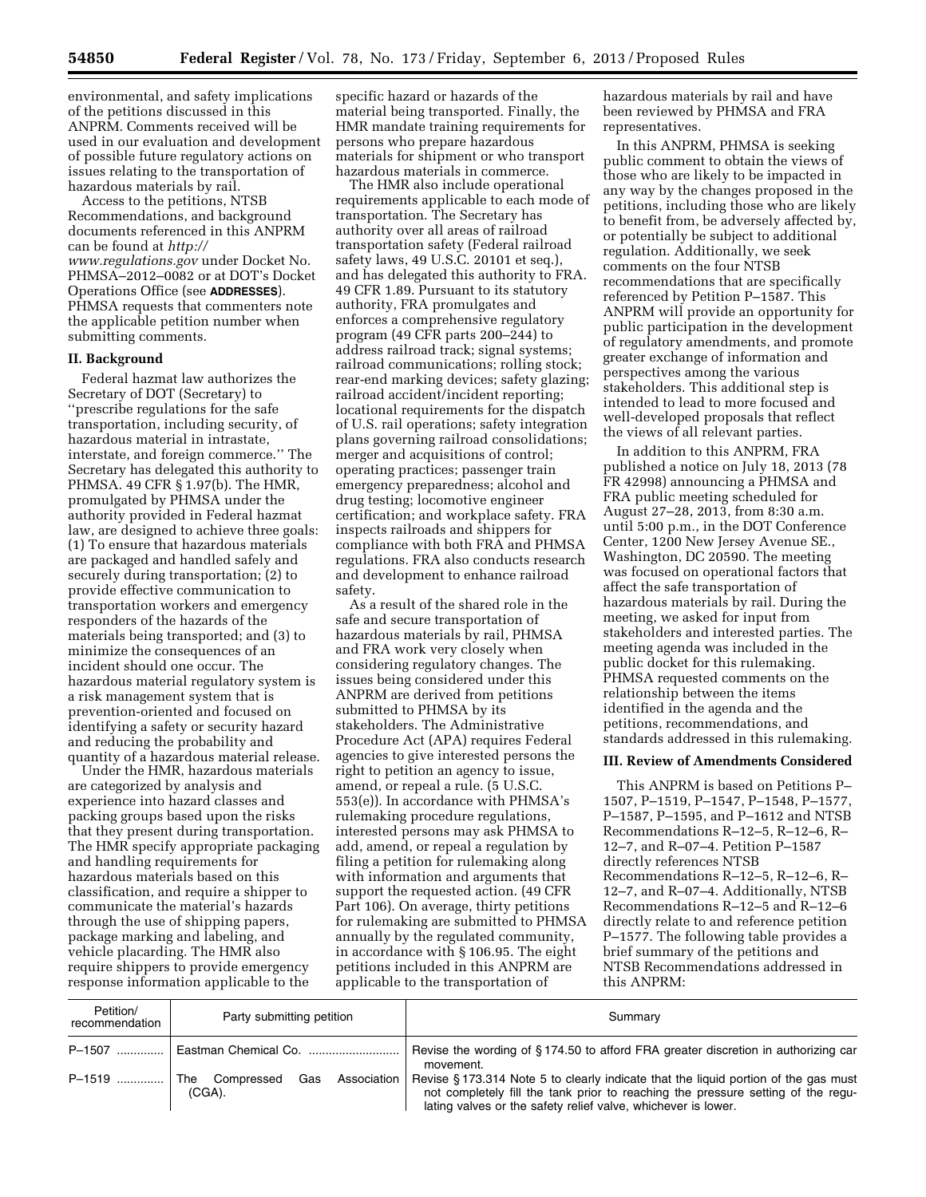environmental, and safety implications of the petitions discussed in this ANPRM. Comments received will be used in our evaluation and development of possible future regulatory actions on issues relating to the transportation of hazardous materials by rail.

Access to the petitions, NTSB Recommendations, and background documents referenced in this ANPRM can be found at *http://www.regulations.gov* under Docket No. PHMSA–2012–0082 or at DOT's Docket Operations Office (see **ADDRESSES**). PHMSA requests that commenters note the applicable petition number when submitting comments.

## II. Background

Federal hazmat law authorizes the Secretary of DOT (Secretary) to ''prescribe regulations for the safe transportation, including security, of hazardous material in intrastate, interstate, and foreign commerce.'' The Secretary has delegated this authority to PHMSA. 49 CFR § 1.97(b). The HMR, promulgated by PHMSA under the authority provided in Federal hazmat law, are designed to achieve three goals: (1) To ensure that hazardous materials are packaged and handled safely and securely during transportation; (2) to provide effective communication to transportation workers and emergency responders of the hazards of the materials being transported; and (3) to minimize the consequences of an incident should one occur. The hazardous material regulatory system is a risk management system that is prevention-oriented and focused on identifying a safety or security hazard and reducing the probability and quantity of a hazardous material release.

Under the HMR, hazardous materials are categorized by analysis and experience into hazard classes and packing groups based upon the risks that they present during transportation. The HMR specify appropriate packaging and handling requirements for hazardous materials based on this classification, and require a shipper to communicate the material's hazards through the use of shipping papers, package marking and labeling, and vehicle placarding. The HMR also require shippers to provide emergency response information applicable to the specific hazard or hazards of the material being transported. Finally, the HMR mandate training requirements for persons who prepare hazardous materials for shipment or who transport hazardous materials in commerce.

The HMR also include operational requirements applicable to each mode of transportation. The Secretary has authority over all areas of railroad transportation safety (Federal railroad safety laws, 49 U.S.C. 20101 et seq.), and has delegated this authority to FRA. 49 CFR 1.89. Pursuant to its statutory authority, FRA promulgates and enforces a comprehensive regulatory program (49 CFR parts 200–244) to address railroad track; signal systems; railroad communications; rolling stock; rear-end marking devices; safety glazing; railroad accident/incident reporting; locational requirements for the dispatch of U.S. rail operations; safety integration plans governing railroad consolidations; merger and acquisitions of control; operating practices; passenger train emergency preparedness; alcohol and drug testing; locomotive engineer certification; and workplace safety. FRA inspects railroads and shippers for compliance with both FRA and PHMSA regulations. FRA also conducts research and development to enhance railroad safety.

As a result of the shared role in the safe and secure transportation of hazardous materials by rail, PHMSA and FRA work very closely when considering regulatory changes. The issues being considered under this ANPRM are derived from petitions submitted to PHMSA by its stakeholders. The Administrative Procedure Act (APA) requires Federal agencies to give interested persons the right to petition an agency to issue, amend, or repeal a rule. (5 U.S.C. 553(e)). In accordance with PHMSA's rulemaking procedure regulations, interested persons may ask PHMSA to add, amend, or repeal a regulation by filing a petition for rulemaking along with information and arguments that support the requested action. (49 CFR Part 106). On average, thirty petitions for rulemaking are submitted to PHMSA annually by the regulated community, in accordance with § 106.95. The eight petitions included in this ANPRM are applicable to the transportation of hazardous materials by rail and have been reviewed by PHMSA and FRA representatives.

In this ANPRM, PHMSA is seeking public comment to obtain the views of those who are likely to be impacted in any way by the changes proposed in the petitions, including those who are likely to benefit from, be adversely affected by, or potentially be subject to additional regulation. Additionally, we seek comments on the four NTSB recommendations that are specifically referenced by Petition P–1587. This ANPRM will provide an opportunity for public participation in the development of regulatory amendments, and promote greater exchange of information and perspectives among the various stakeholders. This additional step is intended to lead to more focused and well-developed proposals that reflect the views of all relevant parties.

In addition to this ANPRM, FRA published a notice on July 18, 2013 (78 FR 42998) announcing a PHMSA and FRA public meeting scheduled for August 27–28, 2013, from 8:30 a.m. until 5:00 p.m., in the DOT Conference Center, 1200 New Jersey Avenue SE., Washington, DC 20590. The meeting was focused on operational factors that affect the safe transportation of hazardous materials by rail. During the meeting, we asked for input from stakeholders and interested parties. The meeting agenda was included in the public docket for this rulemaking. PHMSA requested comments on the relationship between the items identified in the agenda and the petitions, recommendations, and standards addressed in this rulemaking.

## III. Review of Amendments Considered

This ANPRM is based on Petitions P–1507, P–1519, P–1547, P–1548, P–1577, P–1587, P–1595, and P–1612 and NTSB Recommendations R–12–5, R–12–6, R–12–7, and R–07–4. Petition P–1587 directly references NTSB Recommendations R–12–5, R–12–6, R–12–7, and R–07–4. Additionally, NTSB Recommendations R–12–5 and R–12–6 directly relate to and reference petition P–1577. The following table provides a brief summary of the petitions and NTSB Recommendations addressed in this ANPRM:

| Petition/ recommendation | Party submitting petition | Summary |
|---|---|---|
| P–1507 | Eastman Chemical Co. | Revise the wording of § 174.50 to afford FRA greater discretion in authorizing car movement. |
| P–1519 | The Compressed Gas Association (CGA). | Revise § 173.314 Note 5 to clearly indicate that the liquid portion of the gas must not completely fill the tank prior to reaching the pressure setting of the regulating valves or the safety relief valve, whichever is lower. |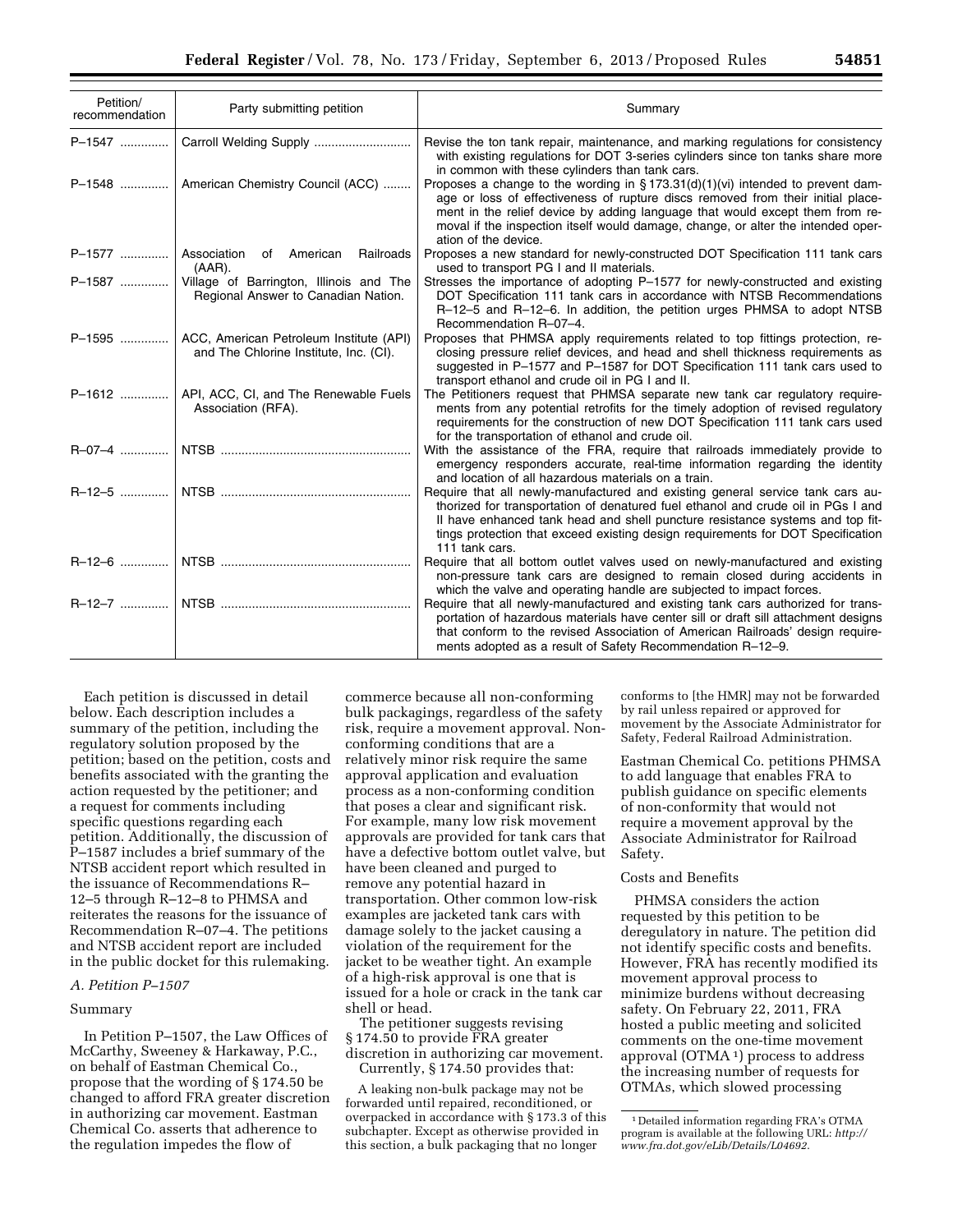| Petition/ recommendation | Party submitting petition | Summary |
|---|---|---|
| P–1547 | Carroll Welding Supply | Revise the ton tank repair, maintenance, and marking regulations for consistency with existing regulations for DOT 3-series cylinders since ton tanks share more in common with these cylinders than tank cars. |
| P–1548 | American Chemistry Council (ACC) | Proposes a change to the wording in § 173.31(d)(1)(vi) intended to prevent damage or loss of effectiveness of rupture discs removed from their initial placement in the relief device by adding language that would except them from removal if the inspection itself would damage, change, or alter the intended operation of the device. |
| P–1577 | Association of American Railroads (AAR). | Proposes a new standard for newly-constructed DOT Specification 111 tank cars used to transport PG I and II materials. |
| P–1587 | Village of Barrington, Illinois and The Regional Answer to Canadian Nation. | Stresses the importance of adopting P–1577 for newly-constructed and existing DOT Specification 111 tank cars in accordance with NTSB Recommendations R–12–5 and R–12–6. In addition, the petition urges PHMSA to adopt NTSB Recommendation R–07–4. |
| P–1595 | ACC, American Petroleum Institute (API) and The Chlorine Institute, Inc. (CI). | Proposes that PHMSA apply requirements related to top fittings protection, reclosing pressure relief devices, and head and shell thickness requirements as suggested in P–1577 and P–1587 for DOT Specification 111 tank cars used to transport ethanol and crude oil in PG I and II. |
| P–1612 | API, ACC, CI, and The Renewable Fuels Association (RFA). | The Petitioners request that PHMSA separate new tank car regulatory requirements from any potential retrofits for the timely adoption of revised regulatory requirements for the construction of new DOT Specification 111 tank cars used for the transportation of ethanol and crude oil. |
| R–07–4 | NTSB | With the assistance of the FRA, require that railroads immediately provide to emergency responders accurate, real-time information regarding the identity and location of all hazardous materials on a train. |
| R–12–5 | NTSB | Require that all newly-manufactured and existing general service tank cars authorized for transportation of denatured fuel ethanol and crude oil in PGs I and II have enhanced tank head and shell puncture resistance systems and top fittings protection that exceed existing design requirements for DOT Specification 111 tank cars. |
| R–12–6 | NTSB | Require that all bottom outlet valves used on newly-manufactured and existing non-pressure tank cars are designed to remain closed during accidents in which the valve and operating handle are subjected to impact forces. |
| R–12–7 | NTSB | Require that all newly-manufactured and existing tank cars authorized for transportation of hazardous materials have center sill or draft sill attachment designs that conform to the revised Association of American Railroads' design requirements adopted as a result of Safety Recommendation R–12–9. |

Each petition is discussed in detail below. Each description includes a summary of the petition, including the regulatory solution proposed by the petition; based on the petition, costs and benefits associated with the granting the action requested by the petitioner; and a request for comments including specific questions regarding each petition. Additionally, the discussion of P–1587 includes a brief summary of the NTSB accident report which resulted in the issuance of Recommendations R–12–5 through R–12–8 to PHMSA and reiterates the reasons for the issuance of Recommendation R–07–4. The petitions and NTSB accident report are included in the public docket for this rulemaking.

*A. Petition P–1507*

Summary

In Petition P–1507, the Law Offices of McCarthy, Sweeney & Harkaway, P.C., on behalf of Eastman Chemical Co., propose that the wording of § 174.50 be changed to afford FRA greater discretion in authorizing car movement. Eastman Chemical Co. asserts that adherence to the regulation impedes the flow of commerce because all non-conforming bulk packagings, regardless of the safety risk, require a movement approval. Non-conforming conditions that are a relatively minor risk require the same approval application and evaluation process as a non-conforming condition that poses a clear and significant risk. For example, many low risk movement approvals are provided for tank cars that have a defective bottom outlet valve, but have been cleaned and purged to remove any potential hazard in transportation. Other common low-risk examples are jacketed tank cars with damage solely to the jacket causing a violation of the requirement for the jacket to be weather tight. An example of a high-risk approval is one that is issued for a hole or crack in the tank car shell or head.

The petitioner suggests revising § 174.50 to provide FRA greater discretion in authorizing car movement. Currently, § 174.50 provides that:

> A leaking non-bulk package may not be forwarded until repaired, reconditioned, or overpacked in accordance with § 173.3 of this subchapter. Except as otherwise provided in this section, a bulk packaging that no longer conforms to [the HMR] may not be forwarded by rail unless repaired or approved for movement by the Associate Administrator for Safety, Federal Railroad Administration.

Eastman Chemical Co. petitions PHMSA to add language that enables FRA to publish guidance on specific elements of non-conformity that would not require a movement approval by the Associate Administrator for Railroad Safety.

Costs and Benefits

PHMSA considers the action requested by this petition to be deregulatory in nature. The petition did not identify specific costs and benefits. However, FRA has recently modified its movement approval process to minimize burdens without decreasing safety. On February 22, 2011, FRA hosted a public meeting and solicited comments on the one-time movement approval (OTMA [1]) process to address the increasing number of requests for OTMAs, which slowed processing

[1] Detailed information regarding FRA's OTMA program is available at the following URL: *http://www.fra.dot.gov/eLib/Details/L04692*.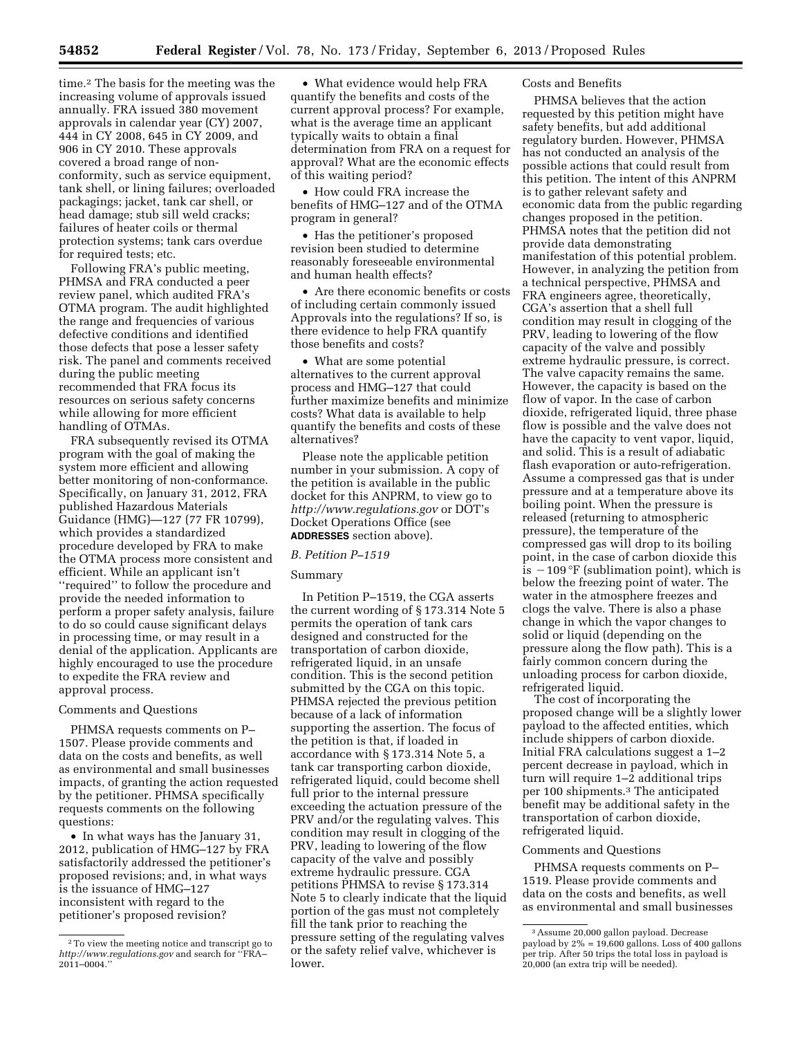time.[2] The basis for the meeting was the increasing volume of approvals issued annually. FRA issued 380 movement approvals in calendar year (CY) 2007, 444 in CY 2008, 645 in CY 2009, and 906 in CY 2010. These approvals covered a broad range of non-conformity, such as service equipment, tank shell, or lining failures; overloaded packagings; jacket, tank car shell, or head damage; stub sill weld cracks; failures of heater coils or thermal protection systems; tank cars overdue for required tests; etc.

Following FRA's public meeting, PHMSA and FRA conducted a peer review panel, which audited FRA's OTMA program. The audit highlighted the range and frequencies of various defective conditions and identified those defects that pose a lesser safety risk. The panel and comments received during the public meeting recommended that FRA focus its resources on serious safety concerns while allowing for more efficient handling of OTMAs.

FRA subsequently revised its OTMA program with the goal of making the system more efficient and allowing better monitoring of non-conformance. Specifically, on January 31, 2012, FRA published Hazardous Materials Guidance (HMG)—127 (77 FR 10799), which provides a standardized procedure developed by FRA to make the OTMA process more consistent and efficient. While an applicant isn't "required" to follow the procedure and provide the needed information to perform a proper safety analysis, failure to do so could cause significant delays in processing time, or may result in a denial of the application. Applicants are highly encouraged to use the procedure to expedite the FRA review and approval process.

Comments and Questions

PHMSA requests comments on P–1507. Please provide comments and data on the costs and benefits, as well as environmental and small businesses impacts, of granting the action requested by the petitioner. PHMSA specifically requests comments on the following questions:

- In what ways has the January 31, 2012, publication of HMG–127 by FRA satisfactorily addressed the petitioner's proposed revisions; and, in what ways is the issuance of HMG–127 inconsistent with regard to the petitioner's proposed revision?
- What evidence would help FRA quantify the benefits and costs of the current approval process? For example, what is the average time an applicant typically waits to obtain a final determination from FRA on a request for approval? What are the economic effects of this waiting period?
- How could FRA increase the benefits of HMG–127 and of the OTMA program in general?
- Has the petitioner's proposed revision been studied to determine reasonably foreseeable environmental and human health effects?
- Are there economic benefits or costs of including certain commonly issued Approvals into the regulations? If so, is there evidence to help FRA quantify those benefits and costs?
- What are some potential alternatives to the current approval process and HMG–127 that could further maximize benefits and minimize costs? What data is available to help quantify the benefits and costs of these alternatives?

Please note the applicable petition number in your submission. A copy of the petition is available in the public docket for this ANPRM, to view go to *http://www.regulations.gov* or DOT's Docket Operations Office (see **ADDRESSES** section above).

*B. Petition P–1519*

Summary

In Petition P–1519, the CGA asserts the current wording of § 173.314 Note 5 permits the operation of tank cars designed and constructed for the transportation of carbon dioxide, refrigerated liquid, in an unsafe condition. This is the second petition submitted by the CGA on this topic. PHMSA rejected the previous petition because of a lack of information supporting the assertion. The focus of the petition is that, if loaded in accordance with § 173.314 Note 5, a tank car transporting carbon dioxide, refrigerated liquid, could become shell full prior to the internal pressure exceeding the actuation pressure of the PRV and/or the regulating valves. This condition may result in clogging of the PRV, leading to lowering of the flow capacity of the valve and possibly extreme hydraulic pressure. CGA petitions PHMSA to revise § 173.314 Note 5 to clearly indicate that the liquid portion of the gas must not completely fill the tank prior to reaching the pressure setting of the regulating valves or the safety relief valve, whichever is lower.

Costs and Benefits

PHMSA believes that the action requested by this petition might have safety benefits, but add additional regulatory burden. However, PHMSA has not conducted an analysis of the possible actions that could result from this petition. The intent of this ANPRM is to gather relevant safety and economic data from the public regarding changes proposed in the petition. PHMSA notes that the petition did not provide data demonstrating manifestation of this potential problem. However, in analyzing the petition from a technical perspective, PHMSA and FRA engineers agree, theoretically, CGA's assertion that a shell full condition may result in clogging of the PRV, leading to lowering of the flow capacity of the valve and possibly extreme hydraulic pressure, is correct. The valve capacity remains the same. However, the capacity is based on the flow of vapor. In the case of carbon dioxide, refrigerated liquid, three phase flow is possible and the valve does not have the capacity to vent vapor, liquid, and solid. This is a result of adiabatic flash evaporation or auto-refrigeration. Assume a compressed gas that is under pressure and at a temperature above its boiling point. When the pressure is released (returning to atmospheric pressure), the temperature of the compressed gas will drop to its boiling point, in the case of carbon dioxide this is $-109\,^{\circ}F$ (sublimation point), which is below the freezing point of water. The water in the atmosphere freezes and clogs the valve. There is also a phase change in which the vapor changes to solid or liquid (depending on the pressure along the flow path). This is a fairly common concern during the unloading process for carbon dioxide, refrigerated liquid.

The cost of incorporating the proposed change will be a slightly lower payload to the affected entities, which include shippers of carbon dioxide. Initial FRA calculations suggest a 1–2 percent decrease in payload, which in turn will require 1–2 additional trips per 100 shipments.[3] The anticipated benefit may be additional safety in the transportation of carbon dioxide, refrigerated liquid.

Comments and Questions

PHMSA requests comments on P–1519. Please provide comments and data on the costs and benefits, as well as environmental and small businesses

---

[2] To view the meeting notice and transcript go to *http://www.regulations.gov* and search for "FRA–2011–0004."

[3] Assume 20,000 gallon payload. Decrease payload by 2% = 19,600 gallons. Loss of 400 gallons per trip. After 50 trips the total loss in payload is 20,000 (an extra trip will be needed).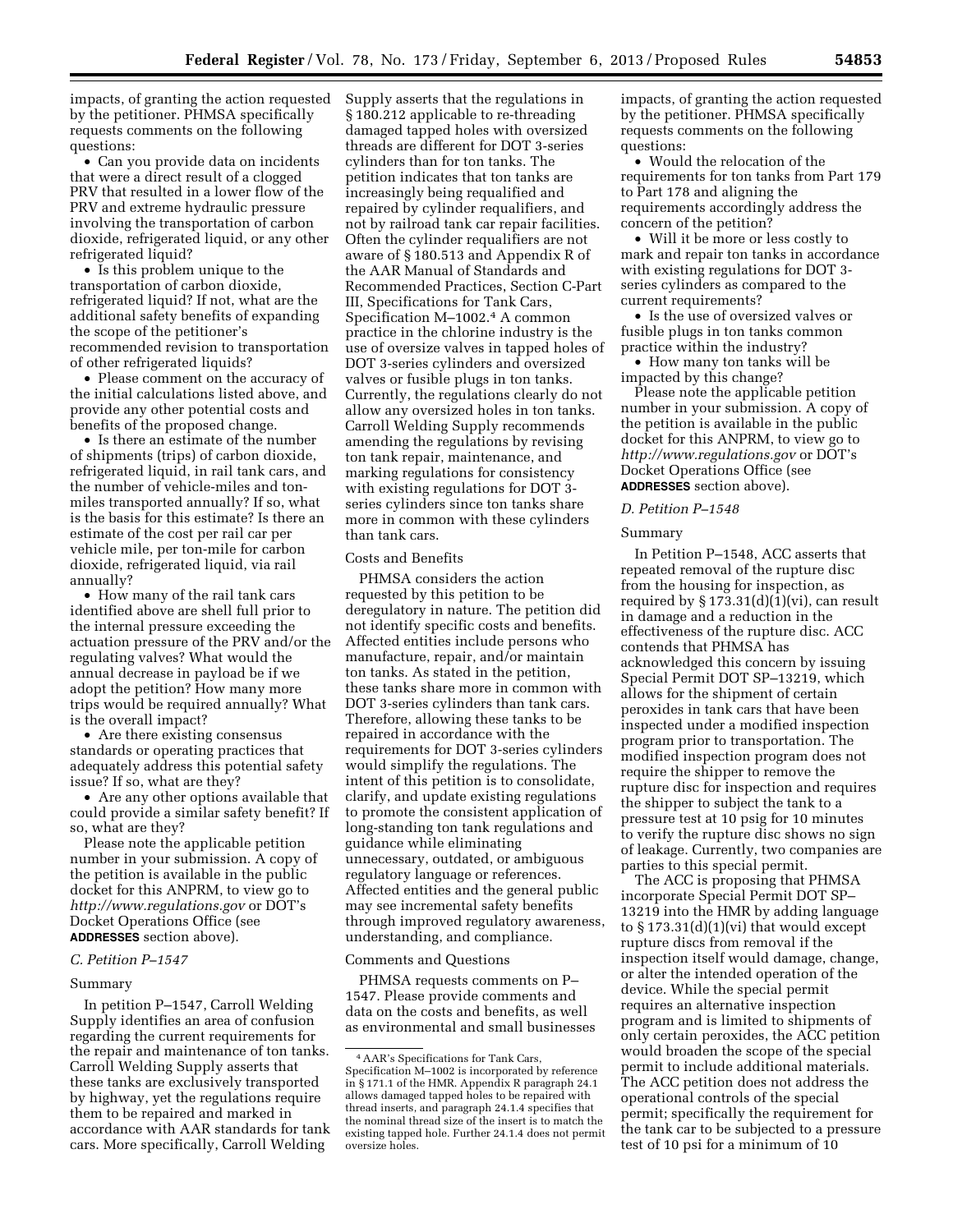impacts, of granting the action requested by the petitioner. PHMSA specifically requests comments on the following questions:

- Can you provide data on incidents that were a direct result of a clogged PRV that resulted in a lower flow of the PRV and extreme hydraulic pressure involving the transportation of carbon dioxide, refrigerated liquid, or any other refrigerated liquid?
- Is this problem unique to the transportation of carbon dioxide, refrigerated liquid? If not, what are the additional safety benefits of expanding the scope of the petitioner's recommended revision to transportation of other refrigerated liquids?
- Please comment on the accuracy of the initial calculations listed above, and provide any other potential costs and benefits of the proposed change.
- Is there an estimate of the number of shipments (trips) of carbon dioxide, refrigerated liquid, in rail tank cars, and the number of vehicle-miles and ton-miles transported annually? If so, what is the basis for this estimate? Is there an estimate of the cost per rail car per vehicle mile, per ton-mile for carbon dioxide, refrigerated liquid, via rail annually?
- How many of the rail tank cars identified above are shell full prior to the internal pressure exceeding the actuation pressure of the PRV and/or the regulating valves? What would the annual decrease in payload be if we adopt the petition? How many more trips would be required annually? What is the overall impact?
- Are there existing consensus standards or operating practices that adequately address this potential safety issue? If so, what are they?
- Are any other options available that could provide a similar safety benefit? If so, what are they?

Please note the applicable petition number in your submission. A copy of the petition is available in the public docket for this ANPRM, to view go to *http://www.regulations.gov* or DOT's Docket Operations Office (see **ADDRESSES** section above).

### *C. Petition P–1547*

#### Summary

In petition P–1547, Carroll Welding Supply identifies an area of confusion regarding the current requirements for the repair and maintenance of ton tanks. Carroll Welding Supply asserts that these tanks are exclusively transported by highway, yet the regulations require them to be repaired and marked in accordance with AAR standards for tank cars. More specifically, Carroll Welding Supply asserts that the regulations in § 180.212 applicable to re-threading damaged tapped holes with oversized threads are different for DOT 3-series cylinders than for ton tanks. The petition indicates that ton tanks are increasingly being requalified and repaired by cylinder requalifiers, and not by railroad tank car repair facilities. Often the cylinder requalifiers are not aware of § 180.513 and Appendix R of the AAR Manual of Standards and Recommended Practices, Section C-Part III, Specifications for Tank Cars, Specification M–1002.[4] A common practice in the chlorine industry is the use of oversize valves in tapped holes of DOT 3-series cylinders and oversized valves or fusible plugs in ton tanks. Currently, the regulations clearly do not allow any oversized holes in ton tanks. Carroll Welding Supply recommends amending the regulations by revising ton tank repair, maintenance, and marking regulations for consistency with existing regulations for DOT 3-series cylinders since ton tanks share more in common with these cylinders than tank cars.

#### Costs and Benefits

PHMSA considers the action requested by this petition to be deregulatory in nature. The petition did not identify specific costs and benefits. Affected entities include persons who manufacture, repair, and/or maintain ton tanks. As stated in the petition, these tanks share more in common with DOT 3-series cylinders than tank cars. Therefore, allowing these tanks to be repaired in accordance with the requirements for DOT 3-series cylinders would simplify the regulations. The intent of this petition is to consolidate, clarify, and update existing regulations to promote the consistent application of long-standing ton tank regulations and guidance while eliminating unnecessary, outdated, or ambiguous regulatory language or references. Affected entities and the general public may see incremental safety benefits through improved regulatory awareness, understanding, and compliance.

#### Comments and Questions

PHMSA requests comments on P–1547. Please provide comments and data on the costs and benefits, as well as environmental and small businesses impacts, of granting the action requested by the petitioner. PHMSA specifically requests comments on the following questions:

- Would the relocation of the requirements for ton tanks from Part 179 to Part 178 and aligning the requirements accordingly address the concern of the petition?
- Will it be more or less costly to mark and repair ton tanks in accordance with existing regulations for DOT 3-series cylinders as compared to the current requirements?
- Is the use of oversized valves or fusible plugs in ton tanks common practice within the industry?
- How many ton tanks will be impacted by this change?

Please note the applicable petition number in your submission. A copy of the petition is available in the public docket for this ANPRM, to view go to *http://www.regulations.gov* or DOT's Docket Operations Office (see **ADDRESSES** section above).

### *D. Petition P–1548*

#### Summary

In Petition P–1548, ACC asserts that repeated removal of the rupture disc from the housing for inspection, as required by § 173.31(d)(1)(vi), can result in damage and a reduction in the effectiveness of the rupture disc. ACC contends that PHMSA has acknowledged this concern by issuing Special Permit DOT SP–13219, which allows for the shipment of certain peroxides in tank cars that have been inspected under a modified inspection program prior to transportation. The modified inspection program does not require the shipper to remove the rupture disc for inspection and requires the shipper to subject the tank to a pressure test at 10 psig for 10 minutes to verify the rupture disc shows no sign of leakage. Currently, two companies are parties to this special permit.

The ACC is proposing that PHMSA incorporate Special Permit DOT SP–13219 into the HMR by adding language to § 173.31(d)(1)(vi) that would except rupture discs from removal if the inspection itself would damage, change, or alter the intended operation of the device. While the special permit requires an alternative inspection program and is limited to shipments of only certain peroxides, the ACC petition would broaden the scope of the special permit to include additional materials. The ACC petition does not address the operational controls of the special permit; specifically the requirement for the tank car to be subjected to a pressure test of 10 psi for a minimum of 10

---

[4] AAR's Specifications for Tank Cars, Specification M–1002 is incorporated by reference in § 171.1 of the HMR. Appendix R paragraph 24.1 allows damaged tapped holes to be repaired with thread inserts, and paragraph 24.1.4 specifies that the nominal thread size of the insert is to match the existing tapped hole. Further 24.1.4 does not permit oversize holes.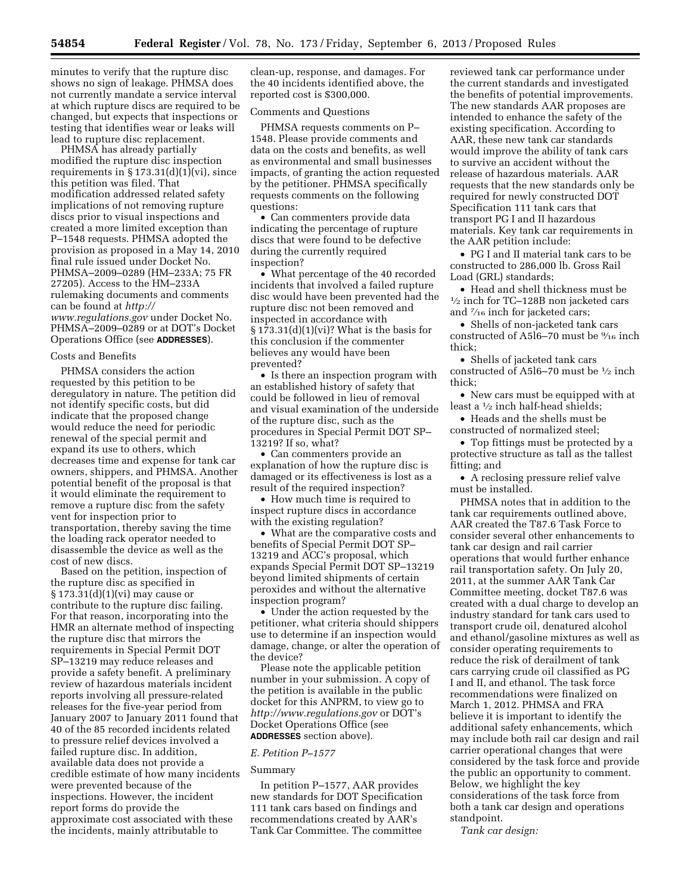minutes to verify that the rupture disc shows no sign of leakage. PHMSA does not currently mandate a service interval at which rupture discs are required to be changed, but expects that inspections or testing that identifies wear or leaks will lead to rupture disc replacement.

PHMSA has already partially modified the rupture disc inspection requirements in § 173.31(d)(1)(vi), since this petition was filed. That modification addressed related safety implications of not removing rupture discs prior to visual inspections and created a more limited exception than P–1548 requests. PHMSA adopted the provision as proposed in a May 14, 2010 final rule issued under Docket No. PHMSA–2009–0289 (HM–233A; 75 FR 27205). Access to the HM–233A rulemaking documents and comments can be found at *http://www.regulations.gov* under Docket No. PHMSA–2009–0289 or at DOT's Docket Operations Office (see **ADDRESSES**).

Costs and Benefits

PHMSA considers the action requested by this petition to be deregulatory in nature. The petition did not identify specific costs, but did indicate that the proposed change would reduce the need for periodic renewal of the special permit and expand its use to others, which decreases time and expense for tank car owners, shippers, and PHMSA. Another potential benefit of the proposal is that it would eliminate the requirement to remove a rupture disc from the safety vent for inspection prior to transportation, thereby saving the time the loading rack operator needed to disassemble the device as well as the cost of new discs.

Based on the petition, inspection of the rupture disc as specified in § 173.31(d)(1)(vi) may cause or contribute to the rupture disc failing. For that reason, incorporating into the HMR an alternate method of inspecting the rupture disc that mirrors the requirements in Special Permit DOT SP–13219 may reduce releases and provide a safety benefit. A preliminary review of hazardous materials incident reports involving all pressure-related releases for the five-year period from January 2007 to January 2011 found that 40 of the 85 recorded incidents related to pressure relief devices involved a failed rupture disc. In addition, available data does not provide a credible estimate of how many incidents were prevented because of the inspections. However, the incident report forms do provide the approximate cost associated with these the incidents, mainly attributable to clean-up, response, and damages. For the 40 incidents identified above, the reported cost is $300,000.

Comments and Questions

PHMSA requests comments on P–1548. Please provide comments and data on the costs and benefits, as well as environmental and small businesses impacts, of granting the action requested by the petitioner. PHMSA specifically requests comments on the following questions:

- Can commenters provide data indicating the percentage of rupture discs that were found to be defective during the currently required inspection?
- What percentage of the 40 recorded incidents that involved a failed rupture disc would have been prevented had the rupture disc not been removed and inspected in accordance with § 173.31(d)(1)(vi)? What is the basis for this conclusion if the commenter believes any would have been prevented?
- Is there an inspection program with an established history of safety that could be followed in lieu of removal and visual examination of the underside of the rupture disc, such as the procedures in Special Permit DOT SP–13219? If so, what?
- Can commenters provide an explanation of how the rupture disc is damaged or its effectiveness is lost as a result of the required inspection?
- How much time is required to inspect rupture discs in accordance with the existing regulation?
- What are the comparative costs and benefits of Special Permit DOT SP–13219 and ACC's proposal, which expands Special Permit DOT SP–13219 beyond limited shipments of certain peroxides and without the alternative inspection program?
- Under the action requested by the petitioner, what criteria should shippers use to determine if an inspection would damage, change, or alter the operation of the device?

Please note the applicable petition number in your submission. A copy of the petition is available in the public docket for this ANPRM, to view go to *http://www.regulations.gov* or DOT's Docket Operations Office (see **ADDRESSES** section above).

### *E. Petition P–1577*

Summary

In petition P–1577, AAR provides new standards for DOT Specification 111 tank cars based on findings and recommendations created by AAR's Tank Car Committee. The committee reviewed tank car performance under the current standards and investigated the benefits of potential improvements. The new standards AAR proposes are intended to enhance the safety of the existing specification. According to AAR, these new tank car standards would improve the ability of tank cars to survive an accident without the release of hazardous materials. AAR requests that the new standards only be required for newly constructed DOT Specification 111 tank cars that transport PG I and II hazardous materials. Key tank car requirements in the AAR petition include:

- PG I and II material tank cars to be constructed to 286,000 lb. Gross Rail Load (GRL) standards;
- Head and shell thickness must be ½ inch for TC–128B non jacketed cars and 7⁄16 inch for jacketed cars;
- Shells of non-jacketed tank cars constructed of A516–70 must be 9⁄16 inch thick;
- Shells of jacketed tank cars constructed of A516–70 must be ½ inch thick;
- New cars must be equipped with at least a ½ inch half-head shields;
- Heads and the shells must be constructed of normalized steel;
- Top fittings must be protected by a protective structure as tall as the tallest fitting; and
- A reclosing pressure relief valve must be installed.

PHMSA notes that in addition to the tank car requirements outlined above, AAR created the T87.6 Task Force to consider several other enhancements to tank car design and rail carrier operations that would further enhance rail transportation safety. On July 20, 2011, at the summer AAR Tank Car Committee meeting, docket T87.6 was created with a dual charge to develop an industry standard for tank cars used to transport crude oil, denatured alcohol and ethanol/gasoline mixtures as well as consider operating requirements to reduce the risk of derailment of tank cars carrying crude oil classified as PG I and II, and ethanol. The task force recommendations were finalized on March 1, 2012. PHMSA and FRA believe it is important to identify the additional safety enhancements, which may include both rail car design and rail carrier operational changes that were considered by the task force and provide the public an opportunity to comment. Below, we highlight the key considerations of the task force from both a tank car design and operations standpoint.

*Tank car design:*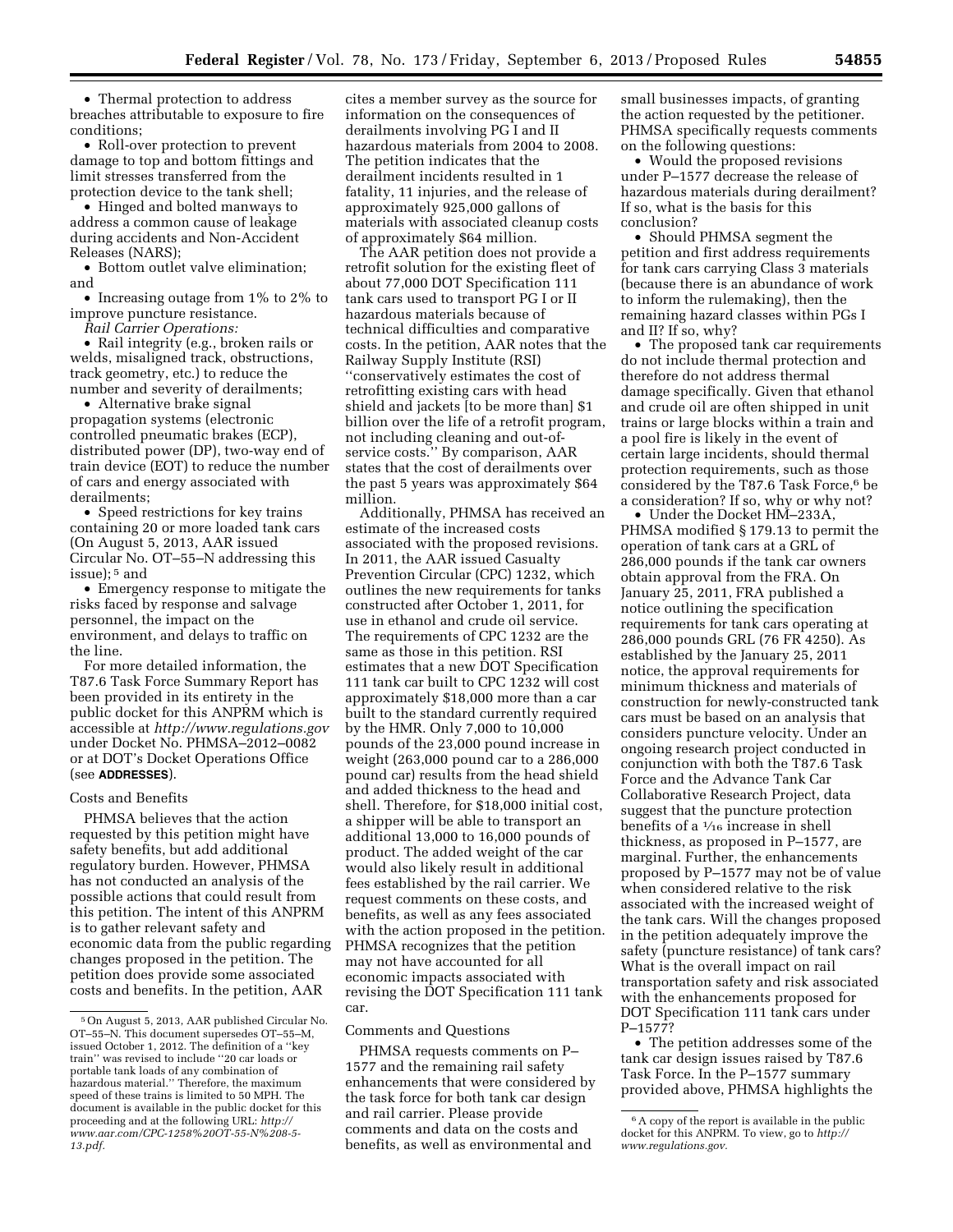- Thermal protection to address breaches attributable to exposure to fire conditions;
- Roll-over protection to prevent damage to top and bottom fittings and limit stresses transferred from the protection device to the tank shell;
- Hinged and bolted manways to address a common cause of leakage during accidents and Non-Accident Releases (NARS);
- Bottom outlet valve elimination; and
- Increasing outage from 1% to 2% to improve puncture resistance.

*Rail Carrier Operations:*

- Rail integrity (e.g., broken rails or welds, misaligned track, obstructions, track geometry, etc.) to reduce the number and severity of derailments;
- Alternative brake signal propagation systems (electronic controlled pneumatic brakes (ECP), distributed power (DP), two-way end of train device (EOT) to reduce the number of cars and energy associated with derailments;
- Speed restrictions for key trains containing 20 or more loaded tank cars (On August 5, 2013, AAR issued Circular No. OT–55–N addressing this issue); [5] and
- Emergency response to mitigate the risks faced by response and salvage personnel, the impact on the environment, and delays to traffic on the line.

For more detailed information, the T87.6 Task Force Summary Report has been provided in its entirety in the public docket for this ANPRM which is accessible at *http://www.regulations.gov* under Docket No. PHMSA–2012–0082 or at DOT's Docket Operations Office (see **ADDRESSES**).

Costs and Benefits

PHMSA believes that the action requested by this petition might have safety benefits, but add additional regulatory burden. However, PHMSA has not conducted an analysis of the possible actions that could result from this petition. The intent of this ANPRM is to gather relevant safety and economic data from the public regarding changes proposed in the petition. The petition does provide some associated costs and benefits. In the petition, AAR cites a member survey as the source for information on the consequences of derailments involving PG I and II hazardous materials from 2004 to 2008. The petition indicates that the derailment incidents resulted in 1 fatality, 11 injuries, and the release of approximately 925,000 gallons of materials with associated cleanup costs of approximately $64 million.

The AAR petition does not provide a retrofit solution for the existing fleet of about 77,000 DOT Specification 111 tank cars used to transport PG I or II hazardous materials because of technical difficulties and comparative costs. In the petition, AAR notes that the Railway Supply Institute (RSI) ''conservatively estimates the cost of retrofitting existing cars with head shield and jackets [to be more than] $1 billion over the life of a retrofit program, not including cleaning and out-of-service costs.'' By comparison, AAR states that the cost of derailments over the past 5 years was approximately $64 million.

Additionally, PHMSA has received an estimate of the increased costs associated with the proposed revisions. In 2011, the AAR issued Casualty Prevention Circular (CPC) 1232, which outlines the new requirements for tanks constructed after October 1, 2011, for use in ethanol and crude oil service. The requirements of CPC 1232 are the same as those in this petition. RSI estimates that a new DOT Specification 111 tank car built to CPC 1232 will cost approximately $18,000 more than a car built to the standard currently required by the HMR. Only 7,000 to 10,000 pounds of the 23,000 pound increase in weight (263,000 pound car to a 286,000 pound car) results from the head shield and added thickness to the head and shell. Therefore, for $18,000 initial cost, a shipper will be able to transport an additional 13,000 to 16,000 pounds of product. The added weight of the car would also likely result in additional fees established by the rail carrier. We request comments on these costs, and benefits, as well as any fees associated with the action proposed in the petition. PHMSA recognizes that the petition may not have accounted for all economic impacts associated with revising the DOT Specification 111 tank car.

Comments and Questions

PHMSA requests comments on P–1577 and the remaining rail safety enhancements that were considered by the task force for both tank car design and rail carrier. Please provide comments and data on the costs and benefits, as well as environmental and small businesses impacts, of granting the action requested by the petitioner. PHMSA specifically requests comments on the following questions:

- Would the proposed revisions under P–1577 decrease the release of hazardous materials during derailment? If so, what is the basis for this conclusion?
- Should PHMSA segment the petition and first address requirements for tank cars carrying Class 3 materials (because there is an abundance of work to inform the rulemaking), then the remaining hazard classes within PGs I and II? If so, why?
- The proposed tank car requirements do not include thermal protection and therefore do not address thermal damage specifically. Given that ethanol and crude oil are often shipped in unit trains or large blocks within a train and a pool fire is likely in the event of certain large incidents, should thermal protection requirements, such as those considered by the T87.6 Task Force,[6] be a consideration? If so, why or why not?
- Under the Docket HM–233A, PHMSA modified § 179.13 to permit the operation of tank cars at a GRL of 286,000 pounds if the tank car owners obtain approval from the FRA. On January 25, 2011, FRA published a notice outlining the specification requirements for tank cars operating at 286,000 pounds GRL (76 FR 4250). As established by the January 25, 2011 notice, the approval requirements for minimum thickness and materials of construction for newly-constructed tank cars must be based on an analysis that considers puncture velocity. Under an ongoing research project conducted in conjunction with both the T87.6 Task Force and the Advance Tank Car Collaborative Research Project, data suggest that the puncture protection benefits of a 1⁄16 increase in shell thickness, as proposed in P–1577, are marginal. Further, the enhancements proposed by P–1577 may not be of value when considered relative to the risk associated with the increased weight of the tank cars. Will the changes proposed in the petition adequately improve the safety (puncture resistance) of tank cars? What is the overall impact on rail transportation safety and risk associated with the enhancements proposed for DOT Specification 111 tank cars under P–1577?
- The petition addresses some of the tank car design issues raised by T87.6 Task Force. In the P–1577 summary provided above, PHMSA highlights the

---

[5] On August 5, 2013, AAR published Circular No. OT–55–N. This document supersedes OT–55–M, issued October 1, 2012. The definition of a ''key train'' was revised to include ''20 car loads or portable tank loads of any combination of hazardous material.'' Therefore, the maximum speed of these trains is limited to 50 MPH. The document is available in the public docket for this proceeding and at the following URL: *http://www.aar.com/CPC-1258%20OT-55-N%208-5-13.pdf.*

[6] A copy of the report is available in the public docket for this ANPRM. To view, go to *http://www.regulations.gov.*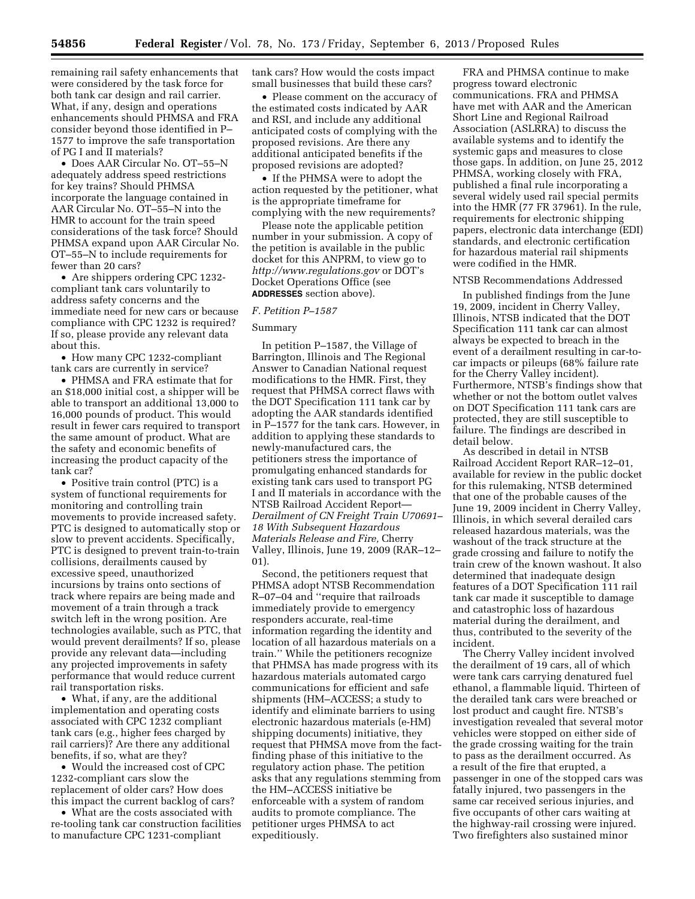remaining rail safety enhancements that were considered by the task force for both tank car design and rail carrier. What, if any, design and operations enhancements should PHMSA and FRA consider beyond those identified in P–1577 to improve the safe transportation of PG I and II materials?

- Does AAR Circular No. OT–55–N adequately address speed restrictions for key trains? Should PHMSA incorporate the language contained in AAR Circular No. OT–55–N into the HMR to account for the train speed considerations of the task force? Should PHMSA expand upon AAR Circular No. OT–55–N to include requirements for fewer than 20 cars?
- Are shippers ordering CPC 1232-compliant tank cars voluntarily to address safety concerns and the immediate need for new cars or because compliance with CPC 1232 is required? If so, please provide any relevant data about this.
- How many CPC 1232-compliant tank cars are currently in service?
- PHMSA and FRA estimate that for an $18,000 initial cost, a shipper will be able to transport an additional 13,000 to 16,000 pounds of product. This would result in fewer cars required to transport the same amount of product. What are the safety and economic benefits of increasing the product capacity of the tank car?
- Positive train control (PTC) is a system of functional requirements for monitoring and controlling train movements to provide increased safety. PTC is designed to automatically stop or slow to prevent accidents. Specifically, PTC is designed to prevent train-to-train collisions, derailments caused by excessive speed, unauthorized incursions by trains onto sections of track where repairs are being made and movement of a train through a track switch left in the wrong position. Are technologies available, such as PTC, that would prevent derailments? If so, please provide any relevant data—including any projected improvements in safety performance that would reduce current rail transportation risks.
- What, if any, are the additional implementation and operating costs associated with CPC 1232 compliant tank cars (e.g., higher fees charged by rail carriers)? Are there any additional benefits, if so, what are they?
- Would the increased cost of CPC 1232-compliant cars slow the replacement of older cars? How does this impact the current backlog of cars?
- What are the costs associated with re-tooling tank car construction facilities to manufacture CPC 1231-compliant tank cars? How would the costs impact small businesses that build these cars?
- Please comment on the accuracy of the estimated costs indicated by AAR and RSI, and include any additional anticipated costs of complying with the proposed revisions. Are there any additional anticipated benefits if the proposed revisions are adopted?
- If the PHMSA were to adopt the action requested by the petitioner, what is the appropriate timeframe for complying with the new requirements?

Please note the applicable petition number in your submission. A copy of the petition is available in the public docket for this ANPRM, to view go to *http://www.regulations.gov* or DOT's Docket Operations Office (see **ADDRESSES** section above).

### *F. Petition P–1587*

#### Summary

In petition P–1587, the Village of Barrington, Illinois and The Regional Answer to Canadian National request modifications to the HMR. First, they request that PHMSA correct flaws with the DOT Specification 111 tank car by adopting the AAR standards identified in P–1577 for the tank cars. However, in addition to applying these standards to newly-manufactured cars, the petitioners stress the importance of promulgating enhanced standards for existing tank cars used to transport PG I and II materials in accordance with the NTSB Railroad Accident Report—*Derailment of CN Freight Train U70691–18 With Subsequent Hazardous Materials Release and Fire,* Cherry Valley, Illinois, June 19, 2009 (RAR–12–01).

Second, the petitioners request that PHMSA adopt NTSB Recommendation R–07–04 and ''require that railroads immediately provide to emergency responders accurate, real-time information regarding the identity and location of all hazardous materials on a train.'' While the petitioners recognize that PHMSA has made progress with its hazardous materials automated cargo communications for efficient and safe shipments (HM–ACCESS; a study to identify and eliminate barriers to using electronic hazardous materials (e-HM) shipping documents) initiative, they request that PHMSA move from the fact-finding phase of this initiative to the regulatory action phase. The petition asks that any regulations stemming from the HM–ACCESS initiative be enforceable with a system of random audits to promote compliance. The petitioner urges PHMSA to act expeditiously.

FRA and PHMSA continue to make progress toward electronic communications. FRA and PHMSA have met with AAR and the American Short Line and Regional Railroad Association (ASLRRA) to discuss the available systems and to identify the systemic gaps and measures to close those gaps. In addition, on June 25, 2012 PHMSA, working closely with FRA, published a final rule incorporating a several widely used rail special permits into the HMR (77 FR 37961). In the rule, requirements for electronic shipping papers, electronic data interchange (EDI) standards, and electronic certification for hazardous material rail shipments were codified in the HMR.

#### NTSB Recommendations Addressed

In published findings from the June 19, 2009, incident in Cherry Valley, Illinois, NTSB indicated that the DOT Specification 111 tank car can almost always be expected to breach in the event of a derailment resulting in car-to-car impacts or pileups (68% failure rate for the Cherry Valley incident). Furthermore, NTSB's findings show that whether or not the bottom outlet valves on DOT Specification 111 tank cars are protected, they are still susceptible to failure. The findings are described in detail below.

As described in detail in NTSB Railroad Accident Report RAR–12–01, available for review in the public docket for this rulemaking, NTSB determined that one of the probable causes of the June 19, 2009 incident in Cherry Valley, Illinois, in which several derailed cars released hazardous materials, was the washout of the track structure at the grade crossing and failure to notify the train crew of the known washout. It also determined that inadequate design features of a DOT Specification 111 rail tank car made it susceptible to damage and catastrophic loss of hazardous material during the derailment, and thus, contributed to the severity of the incident.

The Cherry Valley incident involved the derailment of 19 cars, all of which were tank cars carrying denatured fuel ethanol, a flammable liquid. Thirteen of the derailed tank cars were breached or lost product and caught fire. NTSB's investigation revealed that several motor vehicles were stopped on either side of the grade crossing waiting for the train to pass as the derailment occurred. As a result of the fire that erupted, a passenger in one of the stopped cars was fatally injured, two passengers in the same car received serious injuries, and five occupants of other cars waiting at the highway-rail crossing were injured. Two firefighters also sustained minor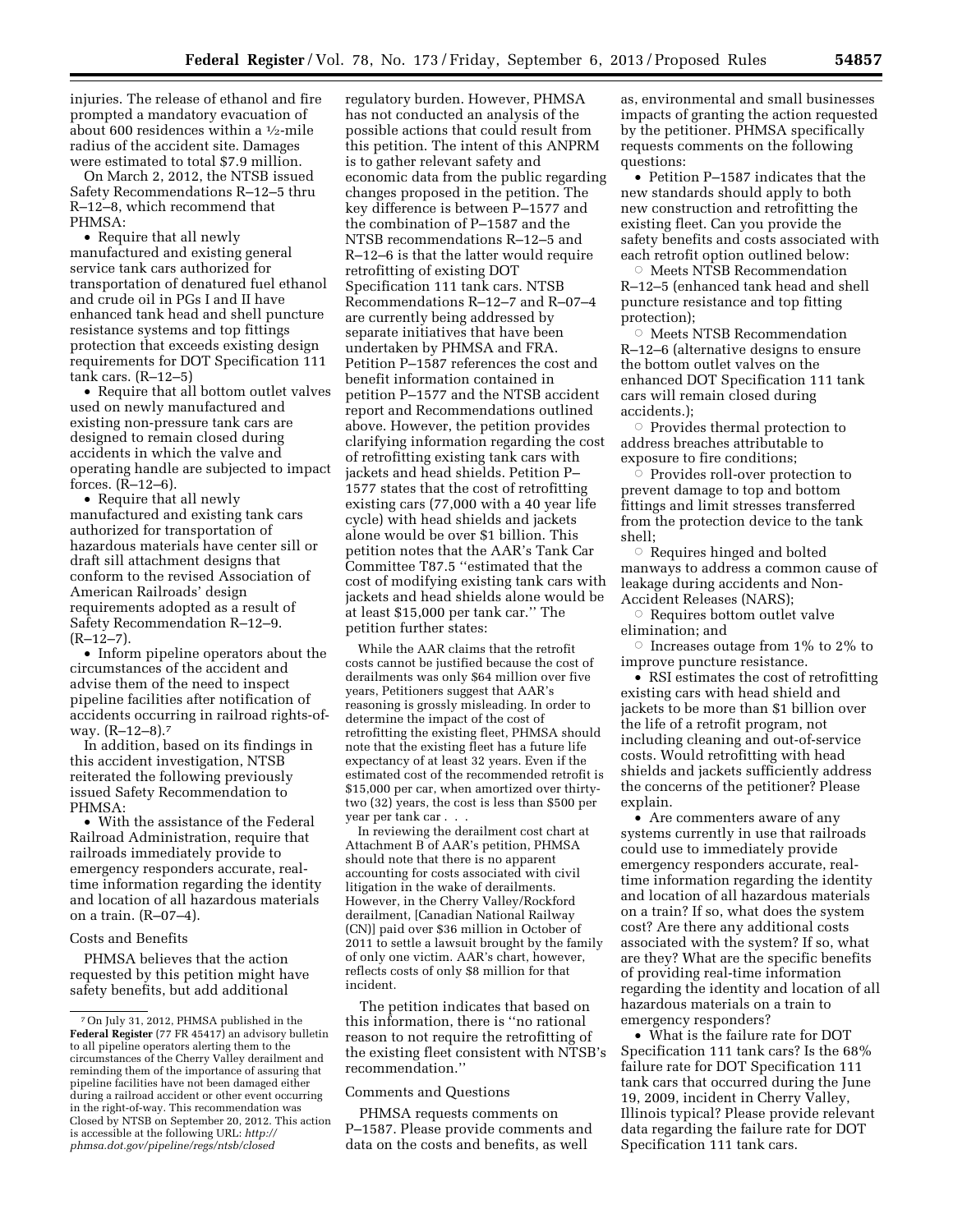injuries. The release of ethanol and fire prompted a mandatory evacuation of about 600 residences within a ½-mile radius of the accident site. Damages were estimated to total $7.9 million.

On March 2, 2012, the NTSB issued Safety Recommendations R–12–5 thru R–12–8, which recommend that PHMSA:

- Require that all newly manufactured and existing general service tank cars authorized for transportation of denatured fuel ethanol and crude oil in PGs I and II have enhanced tank head and shell puncture resistance systems and top fittings protection that exceeds existing design requirements for DOT Specification 111 tank cars. (R–12–5)
- Require that all bottom outlet valves used on newly manufactured and existing non-pressure tank cars are designed to remain closed during accidents in which the valve and operating handle are subjected to impact forces. (R–12–6).
- Require that all newly manufactured and existing tank cars authorized for transportation of hazardous materials have center sill or draft sill attachment designs that conform to the revised Association of American Railroads' design requirements adopted as a result of Safety Recommendation R–12–9. (R–12–7).
- Inform pipeline operators about the circumstances of the accident and advise them of the need to inspect pipeline facilities after notification of accidents occurring in railroad rights-of-way. (R–12–8).[7]

In addition, based on its findings in this accident investigation, NTSB reiterated the following previously issued Safety Recommendation to PHMSA:

- With the assistance of the Federal Railroad Administration, require that railroads immediately provide to emergency responders accurate, real-time information regarding the identity and location of all hazardous materials on a train. (R–07–4).

Costs and Benefits

PHMSA believes that the action requested by this petition might have safety benefits, but add additional regulatory burden. However, PHMSA has not conducted an analysis of the possible actions that could result from this petition. The intent of this ANPRM is to gather relevant safety and economic data from the public regarding changes proposed in the petition. The key difference is between P–1577 and the combination of P–1587 and the NTSB recommendations R–12–5 and R–12–6 is that the latter would require retrofitting of existing DOT Specification 111 tank cars. NTSB Recommendations R–12–7 and R–07–4 are currently being addressed by separate initiatives that have been undertaken by PHMSA and FRA. Petition P–1587 references the cost and benefit information contained in petition P–1577 and the NTSB accident report and Recommendations outlined above. However, the petition provides clarifying information regarding the cost of retrofitting existing tank cars with jackets and head shields. Petition P–1577 states that the cost of retrofitting existing cars (77,000 with a 40 year life cycle) with head shields and jackets alone would be over $1 billion. This petition notes that the AAR's Tank Car Committee T87.5 ''estimated that the cost of modifying existing tank cars with jackets and head shields alone would be at least $15,000 per tank car.'' The petition further states:

> While the AAR claims that the retrofit costs cannot be justified because the cost of derailments was only $64 million over five years, Petitioners suggest that AAR's reasoning is grossly misleading. In order to determine the impact of the cost of retrofitting the existing fleet, PHMSA should note that the existing fleet has a future life expectancy of at least 32 years. Even if the estimated cost of the recommended retrofit is $15,000 per car, when amortized over thirty-two (32) years, the cost is less than $500 per year per tank car . . .
>
> In reviewing the derailment cost chart at Attachment B of AAR's petition, PHMSA should note that there is no apparent accounting for costs associated with civil litigation in the wake of derailments. However, in the Cherry Valley/Rockford derailment, [Canadian National Railway (CN)] paid over $36 million in October of 2011 to settle a lawsuit brought by the family of only one victim. AAR's chart, however, reflects costs of only $8 million for that incident.

The petition indicates that based on this information, there is ''no rational reason to not require the retrofitting of the existing fleet consistent with NTSB's recommendation.''

Comments and Questions

PHMSA requests comments on P–1587. Please provide comments and data on the costs and benefits, as well as, environmental and small businesses impacts of granting the action requested by the petitioner. PHMSA specifically requests comments on the following questions:

- Petition P–1587 indicates that the new standards should apply to both new construction and retrofitting the existing fleet. Can you provide the safety benefits and costs associated with each retrofit option outlined below:
  - Meets NTSB Recommendation R–12–5 (enhanced tank head and shell puncture resistance and top fitting protection);
  - Meets NTSB Recommendation R–12–6 (alternative designs to ensure the bottom outlet valves on the enhanced DOT Specification 111 tank cars will remain closed during accidents.);
  - Provides thermal protection to address breaches attributable to exposure to fire conditions;
  - Provides roll-over protection to prevent damage to top and bottom fittings and limit stresses transferred from the protection device to the tank shell;
  - Requires hinged and bolted manways to address a common cause of leakage during accidents and Non-Accident Releases (NARS);
  - Requires bottom outlet valve elimination; and
  - Increases outage from 1% to 2% to improve puncture resistance.
- RSI estimates the cost of retrofitting existing cars with head shield and jackets to be more than $1 billion over the life of a retrofit program, not including cleaning and out-of-service costs. Would retrofitting with head shields and jackets sufficiently address the concerns of the petitioner? Please explain.
- Are commenters aware of any systems currently in use that railroads could use to immediately provide emergency responders accurate, real-time information regarding the identity and location of all hazardous materials on a train? If so, what does the system cost? Are there any additional costs associated with the system? If so, what are they? What are the specific benefits of providing real-time information regarding the identity and location of all hazardous materials on a train to emergency responders?
- What is the failure rate for DOT Specification 111 tank cars? Is the 68% failure rate for DOT Specification 111 tank cars that occurred during the June 19, 2009, incident in Cherry Valley, Illinois typical? Please provide relevant data regarding the failure rate for DOT Specification 111 tank cars.

---

[7] On July 31, 2012, PHMSA published in the **Federal Register** (77 FR 45417) an advisory bulletin to all pipeline operators alerting them to the circumstances of the Cherry Valley derailment and reminding them of the importance of assuring that pipeline facilities have not been damaged either during a railroad accident or other event occurring in the right-of-way. This recommendation was Closed by NTSB on September 20, 2012. This action is accessible at the following URL: *http://phmsa.dot.gov/pipeline/regs/ntsb/closed*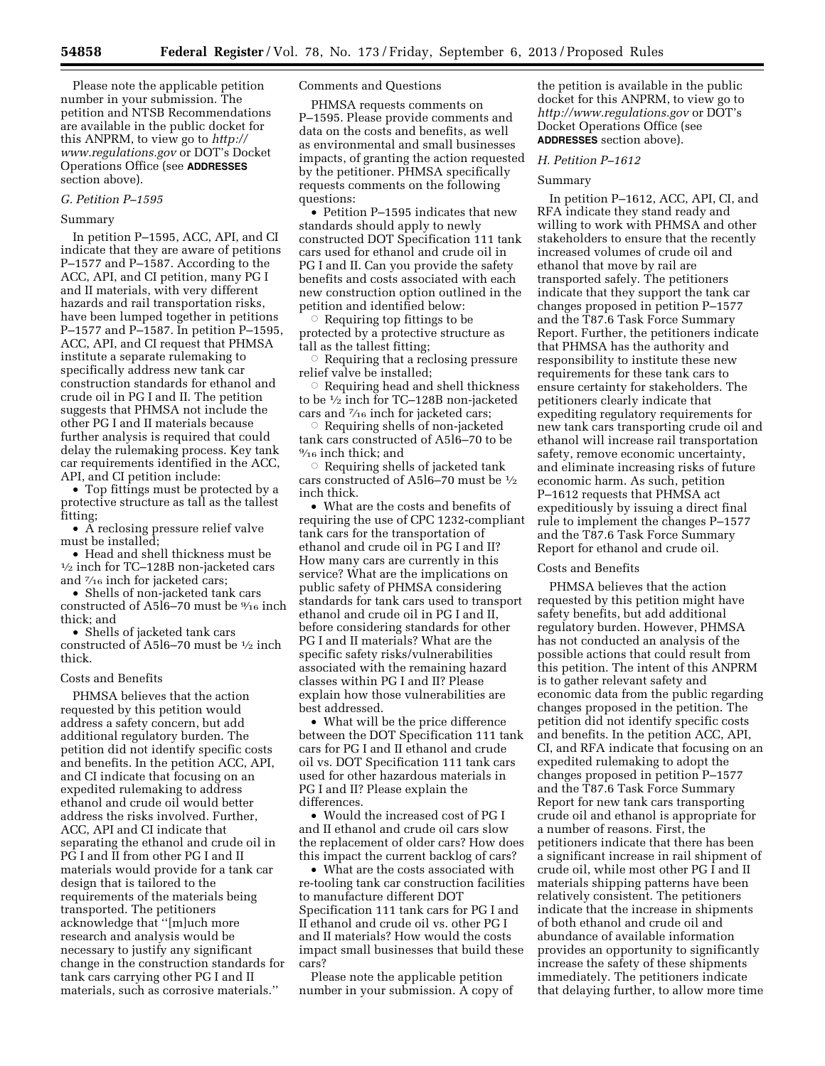Please note the applicable petition number in your submission. The petition and NTSB Recommendations are available in the public docket for this ANPRM, to view go to *http://www.regulations.gov* or DOT's Docket Operations Office (see **ADDRESSES** section above).

### *G. Petition P–1595*

#### Summary

In petition P–1595, ACC, API, and CI indicate that they are aware of petitions P–1577 and P–1587. According to the ACC, API, and CI petition, many PG I and II materials, with very different hazards and rail transportation risks, have been lumped together in petitions P–1577 and P–1587. In petition P–1595, ACC, API, and CI request that PHMSA institute a separate rulemaking to specifically address new tank car construction standards for ethanol and crude oil in PG I and II. The petition suggests that PHMSA not include the other PG I and II materials because further analysis is required that could delay the rulemaking process. Key tank car requirements identified in the ACC, API, and CI petition include:

- Top fittings must be protected by a protective structure as tall as the tallest fitting;
- A reclosing pressure relief valve must be installed;
- Head and shell thickness must be ½ inch for TC–128B non-jacketed cars and 7⁄16 inch for jacketed cars;
- Shells of non-jacketed tank cars constructed of A516–70 must be 9⁄16 inch thick; and
- Shells of jacketed tank cars constructed of A516–70 must be ½ inch thick.

#### Costs and Benefits

PHMSA believes that the action requested by this petition would address a safety concern, but add additional regulatory burden. The petition did not identify specific costs and benefits. In the petition ACC, API, and CI indicate that focusing on an expedited rulemaking to address ethanol and crude oil would better address the risks involved. Further, ACC, API and CI indicate that separating the ethanol and crude oil in PG I and II from other PG I and II materials would provide for a tank car design that is tailored to the requirements of the materials being transported. The petitioners acknowledge that ''[m]uch more research and analysis would be necessary to justify any significant change in the construction standards for tank cars carrying other PG I and II materials, such as corrosive materials.''

#### Comments and Questions

PHMSA requests comments on P–1595. Please provide comments and data on the costs and benefits, as well as environmental and small businesses impacts, of granting the action requested by the petitioner. PHMSA specifically requests comments on the following questions:

- Petition P–1595 indicates that new standards should apply to newly constructed DOT Specification 111 tank cars used for ethanol and crude oil in PG I and II. Can you provide the safety benefits and costs associated with each new construction option outlined in the petition and identified below:
  - Requiring top fittings to be protected by a protective structure as tall as the tallest fitting;
  - Requiring that a reclosing pressure relief valve be installed;
  - Requiring head and shell thickness to be ½ inch for TC–128B non-jacketed cars and 7⁄16 inch for jacketed cars;
  - Requiring shells of non-jacketed tank cars constructed of A516–70 to be 9⁄16 inch thick; and
  - Requiring shells of jacketed tank cars constructed of A516–70 must be ½ inch thick.
- What are the costs and benefits of requiring the use of CPC 1232-compliant tank cars for the transportation of ethanol and crude oil in PG I and II? How many cars are currently in this service? What are the implications on public safety of PHMSA considering standards for tank cars used to transport ethanol and crude oil in PG I and II, before considering standards for other PG I and II materials? What are the specific safety risks/vulnerabilities associated with the remaining hazard classes within PG I and II? Please explain how those vulnerabilities are best addressed.
- What will be the price difference between the DOT Specification 111 tank cars for PG I and II ethanol and crude oil vs. DOT Specification 111 tank cars used for other hazardous materials in PG I and II? Please explain the differences.
- Would the increased cost of PG I and II ethanol and crude oil cars slow the replacement of older cars? How does this impact the current backlog of cars?
- What are the costs associated with re-tooling tank car construction facilities to manufacture different DOT Specification 111 tank cars for PG I and II ethanol and crude oil vs. other PG I and II materials? How would the costs impact small businesses that build these cars?

Please note the applicable petition number in your submission. A copy of the petition is available in the public docket for this ANPRM, to view go to *http://www.regulations.gov* or DOT's Docket Operations Office (see **ADDRESSES** section above).

### *H. Petition P–1612*

#### Summary

In petition P–1612, ACC, API, CI, and RFA indicate they stand ready and willing to work with PHMSA and other stakeholders to ensure that the recently increased volumes of crude oil and ethanol that move by rail are transported safely. The petitioners indicate that they support the tank car changes proposed in petition P–1577 and the T87.6 Task Force Summary Report. Further, the petitioners indicate that PHMSA has the authority and responsibility to institute these new requirements for these tank cars to ensure certainty for stakeholders. The petitioners clearly indicate that expediting regulatory requirements for new tank cars transporting crude oil and ethanol will increase rail transportation safety, remove economic uncertainty, and eliminate increasing risks of future economic harm. As such, petition P–1612 requests that PHMSA act expeditiously by issuing a direct final rule to implement the changes P–1577 and the T87.6 Task Force Summary Report for ethanol and crude oil.

#### Costs and Benefits

PHMSA believes that the action requested by this petition might have safety benefits, but add additional regulatory burden. However, PHMSA has not conducted an analysis of the possible actions that could result from this petition. The intent of this ANPRM is to gather relevant safety and economic data from the public regarding changes proposed in the petition. The petition did not identify specific costs and benefits. In the petition ACC, API, CI, and RFA indicate that focusing on an expedited rulemaking to adopt the changes proposed in petition P–1577 and the T87.6 Task Force Summary Report for new tank cars transporting crude oil and ethanol is appropriate for a number of reasons. First, the petitioners indicate that there has been a significant increase in rail shipment of crude oil, while most other PG I and II materials shipping patterns have been relatively consistent. The petitioners indicate that the increase in shipments of both ethanol and crude oil and abundance of available information provides an opportunity to significantly increase the safety of these shipments immediately. The petitioners indicate that delaying further, to allow more time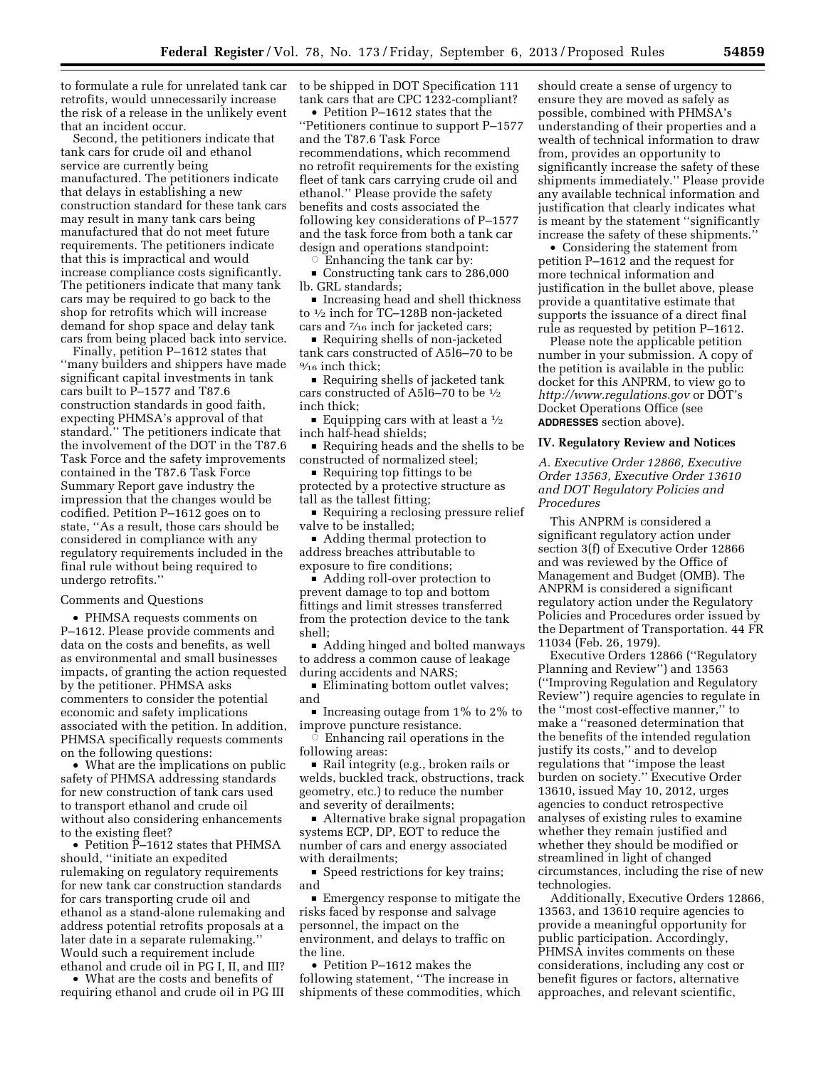to formulate a rule for unrelated tank car retrofits, would unnecessarily increase the risk of a release in the unlikely event that an incident occur.

Second, the petitioners indicate that tank cars for crude oil and ethanol service are currently being manufactured. The petitioners indicate that delays in establishing a new construction standard for these tank cars may result in many tank cars being manufactured that do not meet future requirements. The petitioners indicate that this is impractical and would increase compliance costs significantly. The petitioners indicate that many tank cars may be required to go back to the shop for retrofits which will increase demand for shop space and delay tank cars from being placed back into service.

Finally, petition P–1612 states that ''many builders and shippers have made significant capital investments in tank cars built to P–1577 and T87.6 construction standards in good faith, expecting PHMSA's approval of that standard.'' The petitioners indicate that the involvement of the DOT in the T87.6 Task Force and the safety improvements contained in the T87.6 Task Force Summary Report gave industry the impression that the changes would be codified. Petition P–1612 goes on to state, ''As a result, those cars should be considered in compliance with any regulatory requirements included in the final rule without being required to undergo retrofits.''

Comments and Questions

- PHMSA requests comments on P–1612. Please provide comments and data on the costs and benefits, as well as environmental and small businesses impacts, of granting the action requested by the petitioner. PHMSA asks commenters to consider the potential economic and safety implications associated with the petition. In addition, PHMSA specifically requests comments on the following questions:
- What are the implications on public safety of PHMSA addressing standards for new construction of tank cars used to transport ethanol and crude oil without also considering enhancements to the existing fleet?
- Petition P–1612 states that PHMSA should, ''initiate an expedited rulemaking on regulatory requirements for new tank car construction standards for cars transporting crude oil and ethanol as a stand-alone rulemaking and address potential retrofits proposals at a later date in a separate rulemaking.'' Would such a requirement include ethanol and crude oil in PG I, II, and III?
- What are the costs and benefits of requiring ethanol and crude oil in PG III to be shipped in DOT Specification 111 tank cars that are CPC 1232-compliant?
- Petition P–1612 states that the ''Petitioners continue to support P–1577 and the T87.6 Task Force recommendations, which recommend no retrofit requirements for the existing fleet of tank cars carrying crude oil and ethanol.'' Please provide the safety benefits and costs associated the following key considerations of P–1577 and the task force from both a tank car design and operations standpoint:
  - Enhancing the tank car by:
    - Constructing tank cars to 286,000 lb. GRL standards;
    - Increasing head and shell thickness to ½ inch for TC–128B non-jacketed cars and 7/16 inch for jacketed cars;
    - Requiring shells of non-jacketed tank cars constructed of A516–70 to be 9/16 inch thick;
    - Requiring shells of jacketed tank cars constructed of A516–70 to be ½ inch thick;
    - Equipping cars with at least a ½ inch half-head shields;
    - Requiring heads and the shells to be constructed of normalized steel;
    - Requiring top fittings to be protected by a protective structure as tall as the tallest fitting;
    - Requiring a reclosing pressure relief valve to be installed;
    - Adding thermal protection to address breaches attributable to exposure to fire conditions;
    - Adding roll-over protection to prevent damage to top and bottom fittings and limit stresses transferred from the protection device to the tank shell;
    - Adding hinged and bolted manways to address a common cause of leakage during accidents and NARS;
    - Eliminating bottom outlet valves; and
    - Increasing outage from 1% to 2% to improve puncture resistance.
  - Enhancing rail operations in the following areas:
    - Rail integrity (e.g., broken rails or welds, buckled track, obstructions, track geometry, etc.) to reduce the number and severity of derailments;
    - Alternative brake signal propagation systems ECP, DP, EOT to reduce the number of cars and energy associated with derailments;
    - Speed restrictions for key trains; and
    - Emergency response to mitigate the risks faced by response and salvage personnel, the impact on the environment, and delays to traffic on the line.
- Petition P–1612 makes the following statement, ''The increase in shipments of these commodities, which should create a sense of urgency to ensure they are moved as safely as possible, combined with PHMSA's understanding of their properties and a wealth of technical information to draw from, provides an opportunity to significantly increase the safety of these shipments immediately.'' Please provide any available technical information and justification that clearly indicates what is meant by the statement ''significantly increase the safety of these shipments.''
- Considering the statement from petition P–1612 and the request for more technical information and justification in the bullet above, please provide a quantitative estimate that supports the issuance of a direct final rule as requested by petition P–1612.

Please note the applicable petition number in your submission. A copy of the petition is available in the public docket for this ANPRM, to view go to *http://www.regulations.gov* or DOT's Docket Operations Office (see **ADDRESSES** section above).

## IV. Regulatory Review and Notices

### *A. Executive Order 12866, Executive Order 13563, Executive Order 13610 and DOT Regulatory Policies and Procedures*

This ANPRM is considered a significant regulatory action under section 3(f) of Executive Order 12866 and was reviewed by the Office of Management and Budget (OMB). The ANPRM is considered a significant regulatory action under the Regulatory Policies and Procedures order issued by the Department of Transportation. 44 FR 11034 (Feb. 26, 1979).

Executive Orders 12866 (''Regulatory Planning and Review'') and 13563 (''Improving Regulation and Regulatory Review'') require agencies to regulate in the ''most cost-effective manner,'' to make a ''reasoned determination that the benefits of the intended regulation justify its costs,'' and to develop regulations that ''impose the least burden on society.'' Executive Order 13610, issued May 10, 2012, urges agencies to conduct retrospective analyses of existing rules to examine whether they remain justified and whether they should be modified or streamlined in light of changed circumstances, including the rise of new technologies.

Additionally, Executive Orders 12866, 13563, and 13610 require agencies to provide a meaningful opportunity for public participation. Accordingly, PHMSA invites comments on these considerations, including any cost or benefit figures or factors, alternative approaches, and relevant scientific,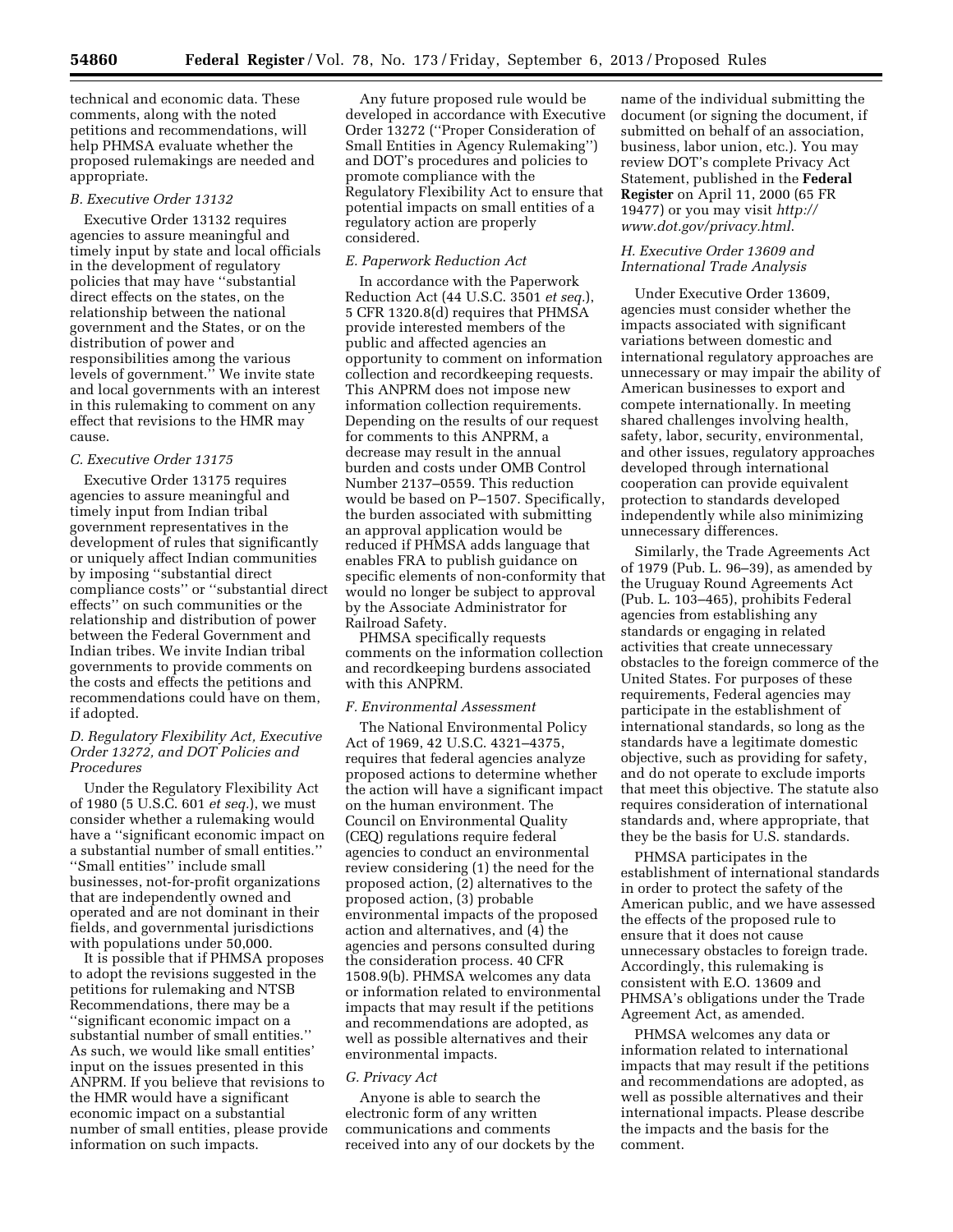technical and economic data. These comments, along with the noted petitions and recommendations, will help PHMSA evaluate whether the proposed rulemakings are needed and appropriate.

### *B. Executive Order 13132*

Executive Order 13132 requires agencies to assure meaningful and timely input by state and local officials in the development of regulatory policies that may have ''substantial direct effects on the states, on the relationship between the national government and the States, or on the distribution of power and responsibilities among the various levels of government.'' We invite state and local governments with an interest in this rulemaking to comment on any effect that revisions to the HMR may cause.

### *C. Executive Order 13175*

Executive Order 13175 requires agencies to assure meaningful and timely input from Indian tribal government representatives in the development of rules that significantly or uniquely affect Indian communities by imposing ''substantial direct compliance costs'' or ''substantial direct effects'' on such communities or the relationship and distribution of power between the Federal Government and Indian tribes. We invite Indian tribal governments to provide comments on the costs and effects the petitions and recommendations could have on them, if adopted.

### *D. Regulatory Flexibility Act, Executive Order 13272, and DOT Policies and Procedures*

Under the Regulatory Flexibility Act of 1980 (5 U.S.C. 601 *et seq.*), we must consider whether a rulemaking would have a ''significant economic impact on a substantial number of small entities.'' ''Small entities'' include small businesses, not-for-profit organizations that are independently owned and operated and are not dominant in their fields, and governmental jurisdictions with populations under 50,000.

It is possible that if PHMSA proposes to adopt the revisions suggested in the petitions for rulemaking and NTSB Recommendations, there may be a ''significant economic impact on a substantial number of small entities.'' As such, we would like small entities' input on the issues presented in this ANPRM. If you believe that revisions to the HMR would have a significant economic impact on a substantial number of small entities, please provide information on such impacts.

Any future proposed rule would be developed in accordance with Executive Order 13272 (''Proper Consideration of Small Entities in Agency Rulemaking'') and DOT's procedures and policies to promote compliance with the Regulatory Flexibility Act to ensure that potential impacts on small entities of a regulatory action are properly considered.

### *E. Paperwork Reduction Act*

In accordance with the Paperwork Reduction Act (44 U.S.C. 3501 *et seq.*), 5 CFR 1320.8(d) requires that PHMSA provide interested members of the public and affected agencies an opportunity to comment on information collection and recordkeeping requests. This ANPRM does not impose new information collection requirements. Depending on the results of our request for comments to this ANPRM, a decrease may result in the annual burden and costs under OMB Control Number 2137–0559. This reduction would be based on P–1507. Specifically, the burden associated with submitting an approval application would be reduced if PHMSA adds language that enables FRA to publish guidance on specific elements of non-conformity that would no longer be subject to approval by the Associate Administrator for Railroad Safety.

PHMSA specifically requests comments on the information collection and recordkeeping burdens associated with this ANPRM.

### *F. Environmental Assessment*

The National Environmental Policy Act of 1969, 42 U.S.C. 4321–4375, requires that federal agencies analyze proposed actions to determine whether the action will have a significant impact on the human environment. The Council on Environmental Quality (CEQ) regulations require federal agencies to conduct an environmental review considering (1) the need for the proposed action, (2) alternatives to the proposed action, (3) probable environmental impacts of the proposed action and alternatives, and (4) the agencies and persons consulted during the consideration process. 40 CFR 1508.9(b). PHMSA welcomes any data or information related to environmental impacts that may result if the petitions and recommendations are adopted, as well as possible alternatives and their environmental impacts.

### *G. Privacy Act*

Anyone is able to search the electronic form of any written communications and comments received into any of our dockets by the name of the individual submitting the document (or signing the document, if submitted on behalf of an association, business, labor union, etc.). You may review DOT's complete Privacy Act Statement, published in the **Federal Register** on April 11, 2000 (65 FR 19477) or you may visit *http://www.dot.gov/privacy.html.*

### *H. Executive Order 13609 and International Trade Analysis*

Under Executive Order 13609, agencies must consider whether the impacts associated with significant variations between domestic and international regulatory approaches are unnecessary or may impair the ability of American businesses to export and compete internationally. In meeting shared challenges involving health, safety, labor, security, environmental, and other issues, regulatory approaches developed through international cooperation can provide equivalent protection to standards developed independently while also minimizing unnecessary differences.

Similarly, the Trade Agreements Act of 1979 (Pub. L. 96–39), as amended by the Uruguay Round Agreements Act (Pub. L. 103–465), prohibits Federal agencies from establishing any standards or engaging in related activities that create unnecessary obstacles to the foreign commerce of the United States. For purposes of these requirements, Federal agencies may participate in the establishment of international standards, so long as the standards have a legitimate domestic objective, such as providing for safety, and do not operate to exclude imports that meet this objective. The statute also requires consideration of international standards and, where appropriate, that they be the basis for U.S. standards.

PHMSA participates in the establishment of international standards in order to protect the safety of the American public, and we have assessed the effects of the proposed rule to ensure that it does not cause unnecessary obstacles to foreign trade. Accordingly, this rulemaking is consistent with E.O. 13609 and PHMSA's obligations under the Trade Agreement Act, as amended.

PHMSA welcomes any data or information related to international impacts that may result if the petitions and recommendations are adopted, as well as possible alternatives and their international impacts. Please describe the impacts and the basis for the comment.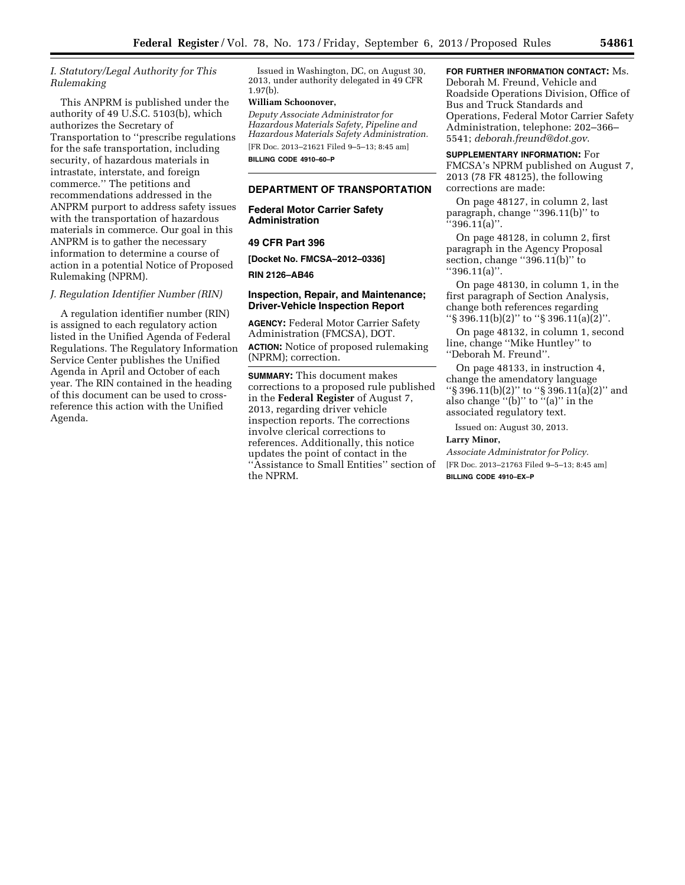### I. Statutory/Legal Authority for This Rulemaking

This ANPRM is published under the authority of 49 U.S.C. 5103(b), which authorizes the Secretary of Transportation to ''prescribe regulations for the safe transportation, including security, of hazardous materials in intrastate, interstate, and foreign commerce.'' The petitions and recommendations addressed in the ANPRM purport to address safety issues with the transportation of hazardous materials in commerce. Our goal in this ANPRM is to gather the necessary information to determine a course of action in a potential Notice of Proposed Rulemaking (NPRM).

### J. Regulation Identifier Number (RIN)

A regulation identifier number (RIN) is assigned to each regulatory action listed in the Unified Agenda of Federal Regulations. The Regulatory Information Service Center publishes the Unified Agenda in April and October of each year. The RIN contained in the heading of this document can be used to cross-reference this action with the Unified Agenda.

Issued in Washington, DC, on August 30, 2013, under authority delegated in 49 CFR 1.97(b).

**William Schoonover,**

*Deputy Associate Administrator for Hazardous Materials Safety, Pipeline and Hazardous Materials Safety Administration.*

[FR Doc. 2013–21621 Filed 9–5–13; 8:45 am]

**BILLING CODE 4910–60–P**

---

## DEPARTMENT OF TRANSPORTATION

## Federal Motor Carrier Safety Administration

## 49 CFR Part 396

**[Docket No. FMCSA–2012–0336]**

**RIN 2126–AB46**

## Inspection, Repair, and Maintenance; Driver-Vehicle Inspection Report

**AGENCY:** Federal Motor Carrier Safety Administration (FMCSA), DOT.

**ACTION:** Notice of proposed rulemaking (NPRM); correction.

**SUMMARY:** This document makes corrections to a proposed rule published in the **Federal Register** of August 7, 2013, regarding driver vehicle inspection reports. The corrections involve clerical corrections to references. Additionally, this notice updates the point of contact in the ''Assistance to Small Entities'' section of the NPRM.

**FOR FURTHER INFORMATION CONTACT:** Ms. Deborah M. Freund, Vehicle and Roadside Operations Division, Office of Bus and Truck Standards and Operations, Federal Motor Carrier Safety Administration, telephone: 202–366–5541; *deborah.freund@dot.gov*.

**SUPPLEMENTARY INFORMATION:** For FMCSA's NPRM published on August 7, 2013 (78 FR 48125), the following corrections are made:

On page 48127, in column 2, last paragraph, change ''396.11(b)'' to ''396.11(a)''.

On page 48128, in column 2, first paragraph in the Agency Proposal section, change ''396.11(b)'' to ''396.11(a)''.

On page 48130, in column 1, in the first paragraph of Section Analysis, change both references regarding ''§ 396.11(b)(2)'' to ''§ 396.11(a)(2)''.

On page 48132, in column 1, second line, change ''Mike Huntley'' to ''Deborah M. Freund''.

On page 48133, in instruction 4, change the amendatory language ''§ 396.11(b)(2)'' to ''§ 396.11(a)(2)'' and also change ''(b)'' to ''(a)'' in the associated regulatory text.

Issued on: August 30, 2013.

**Larry Minor,**

*Associate Administrator for Policy.*

[FR Doc. 2013–21763 Filed 9–5–13; 8:45 am]

**BILLING CODE 4910–EX–P**